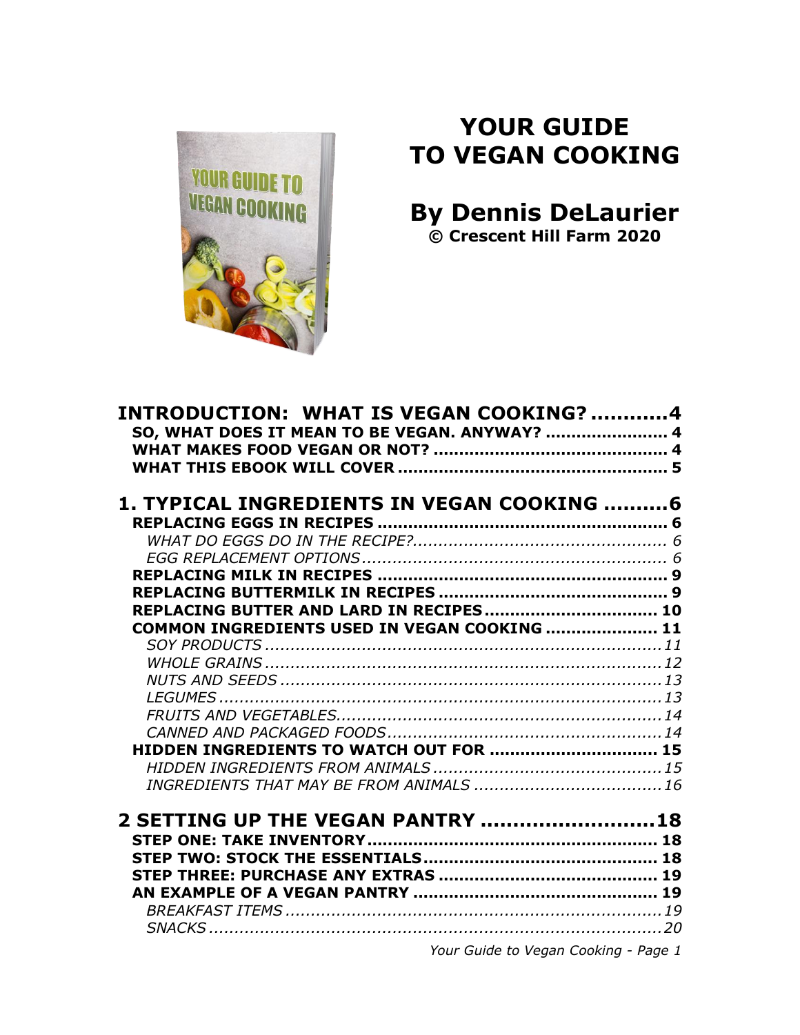# YOUR GUIDE TO VEGAN COOKING

## By Dennis DeLaurier

**© Crescent Hill Farm 2020**

**INTRODUCTION: WHAT IS VEGAN COOKING? ...........4**
- **SO, WHAT DOES IT MEAN TO BE VEGAN. ANYWAY? ....................... 4**
- **WHAT MAKES FOOD VEGAN OR NOT? .............................................. 4**
- **WHAT THIS EBOOK WILL COVER ..................................................... 5**

**1. TYPICAL INGREDIENTS IN VEGAN COOKING .........6**
- **REPLACING EGGS IN RECIPES ........................................................ 6**
  - *WHAT DO EGGS DO IN THE RECIPE?................................................. 6*
  - *EGG REPLACEMENT OPTIONS............................................................ 6*
- **REPLACING MILK IN RECIPES ......................................................... 9**
- **REPLACING BUTTERMILK IN RECIPES ............................................. 9**
- **REPLACING BUTTER AND LARD IN RECIPES.................................. 10**
- **COMMON INGREDIENTS USED IN VEGAN COOKING ..................... 11**
  - *SOY PRODUCTS ...............................................................................11*
  - *WHOLE GRAINS ...............................................................................12*
  - *NUTS AND SEEDS ............................................................................13*
  - *LEGUMES .........................................................................................13*
  - *FRUITS AND VEGETABLES.................................................................14*
  - *CANNED AND PACKAGED FOODS.......................................................14*
- **HIDDEN INGREDIENTS TO WATCH OUT FOR ................................. 15**
  - *HIDDEN INGREDIENTS FROM ANIMALS .............................................15*
  - *INGREDIENTS THAT MAY BE FROM ANIMALS .....................................16*

**2 SETTING UP THE VEGAN PANTRY ..........................18**
- **STEP ONE: TAKE INVENTORY........................................................ 18**
- **STEP TWO: STOCK THE ESSENTIALS.............................................. 18**
- **STEP THREE: PURCHASE ANY EXTRAS ........................................... 19**
- **AN EXAMPLE OF A VEGAN PANTRY ................................................ 19**
  - *BREAKFAST ITEMS ..........................................................................19*
  - *SNACKS ...........................................................................................20*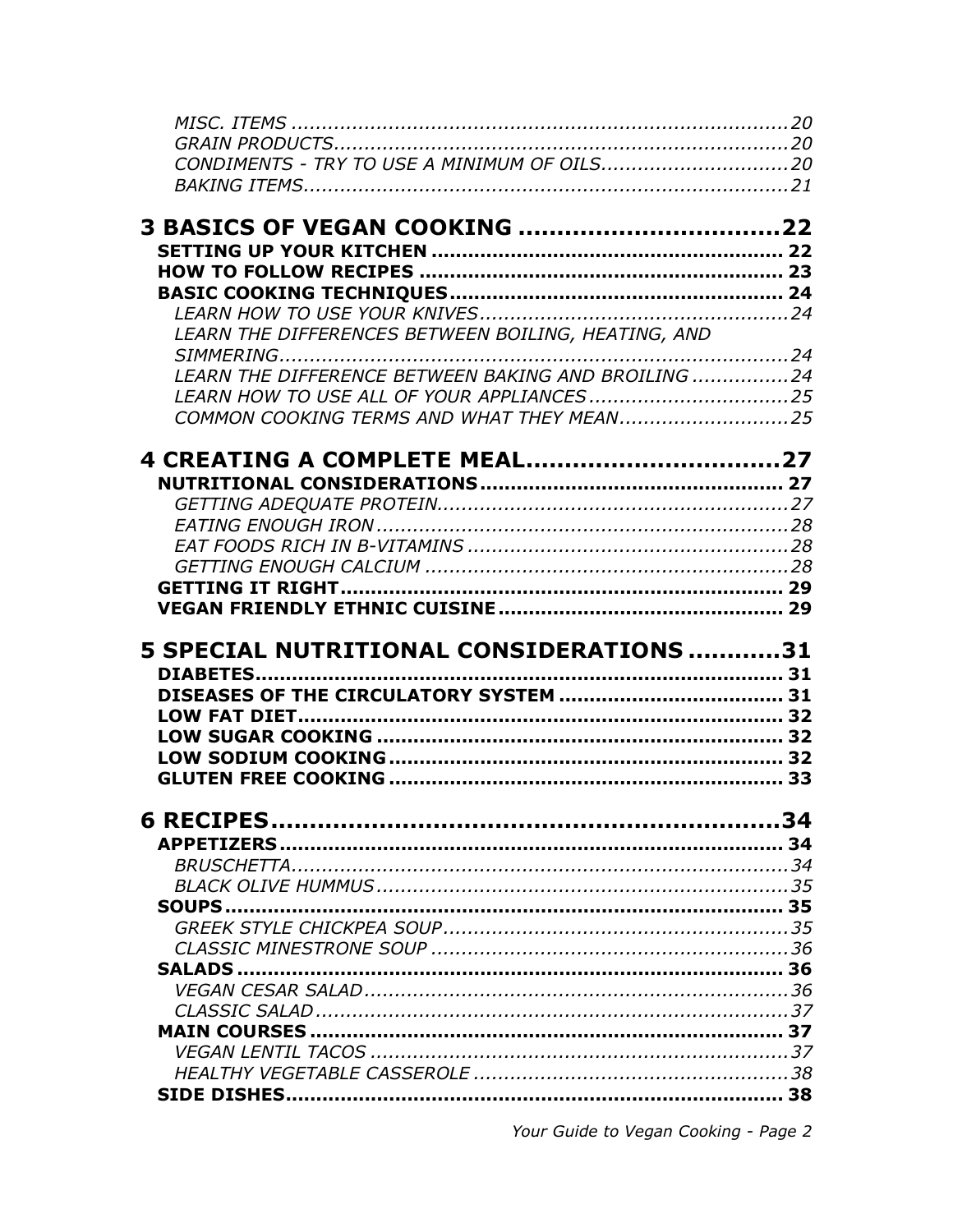*MISC. ITEMS .................................................................................20*
*GRAIN PRODUCTS..........................................................................20*
*CONDIMENTS - TRY TO USE A MINIMUM OF OILS...............................20*
*BAKING ITEMS...............................................................................21*

## 3 BASICS OF VEGAN COOKING ...............................22

**SETTING UP YOUR KITCHEN ......................................................... 22**
**HOW TO FOLLOW RECIPES ........................................................... 23**
**BASIC COOKING TECHNIQUES....................................................... 24**
*LEARN HOW TO USE YOUR KNIVES...................................................24*
*LEARN THE DIFFERENCES BETWEEN BOILING, HEATING, AND SIMMERING.......................................................................................24*
*LEARN THE DIFFERENCE BETWEEN BAKING AND BROILING ................24*
*LEARN HOW TO USE ALL OF YOUR APPLIANCES .................................25*
*COMMON COOKING TERMS AND WHAT THEY MEAN............................25*

## 4 CREATING A COMPLETE MEAL...............................27

**NUTRITIONAL CONSIDERATIONS................................................. 27**
*GETTING ADEQUATE PROTEIN..........................................................27*
*EATING ENOUGH IRON ....................................................................28*
*EAT FOODS RICH IN B-VITAMINS .....................................................28*
*GETTING ENOUGH CALCIUM ............................................................28*
**GETTING IT RIGHT....................................................................... 29**
**VEGAN FRIENDLY ETHNIC CUISINE.............................................. 29**

## 5 SPECIAL NUTRITIONAL CONSIDERATIONS ...........31

**DIABETES..................................................................................... 31**
**DISEASES OF THE CIRCULATORY SYSTEM ..................................... 31**
**LOW FAT DIET............................................................................... 32**
**LOW SUGAR COOKING ................................................................... 32**
**LOW SODIUM COOKING ................................................................. 32**
**GLUTEN FREE COOKING ................................................................. 33**

## 6 RECIPES..............................................................34

**APPETIZERS.................................................................................. 34**
*BRUSCHETTA..................................................................................34*
*BLACK OLIVE HUMMUS ....................................................................35*
**SOUPS........................................................................................... 35**
*GREEK STYLE CHICKPEA SOUP.........................................................35*
*CLASSIC MINESTRONE SOUP ...........................................................36*
**SALADS ......................................................................................... 36**
*VEGAN CESAR SALAD......................................................................36*
*CLASSIC SALAD..............................................................................37*
**MAIN COURSES ............................................................................. 37**
*VEGAN LENTIL TACOS .....................................................................37*
*HEALTHY VEGETABLE CASSEROLE ....................................................38*
**SIDE DISHES................................................................................. 38**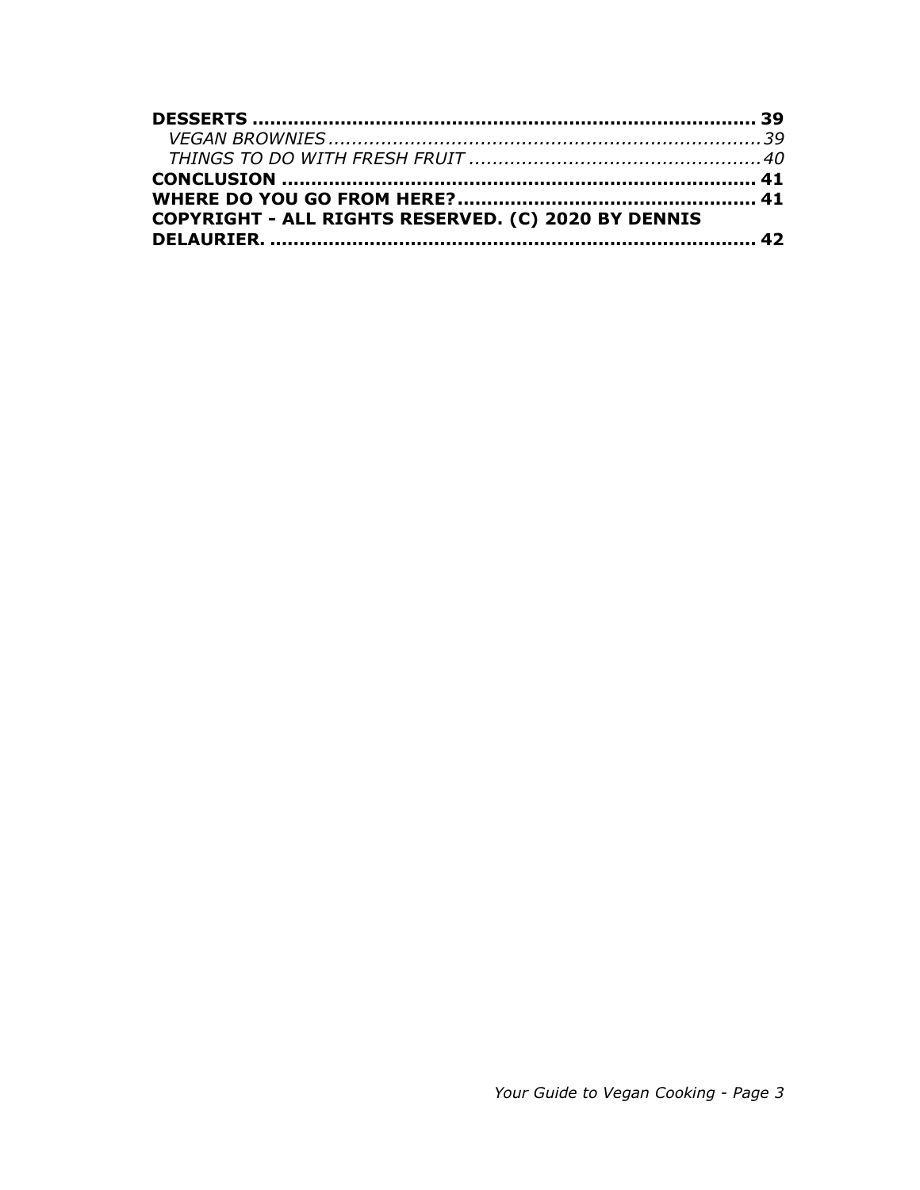**DESSERTS** ..................................................................................... **39**

*VEGAN BROWNIES* ........................................................................... *39*

*THINGS TO DO WITH FRESH FRUIT* .................................................. *40*

**CONCLUSION** ................................................................................. **41**

**WHERE DO YOU GO FROM HERE?** ................................................... **41**

**COPYRIGHT - ALL RIGHTS RESERVED. (C) 2020 BY DENNIS DELAURIER.** .................................................................................... **42**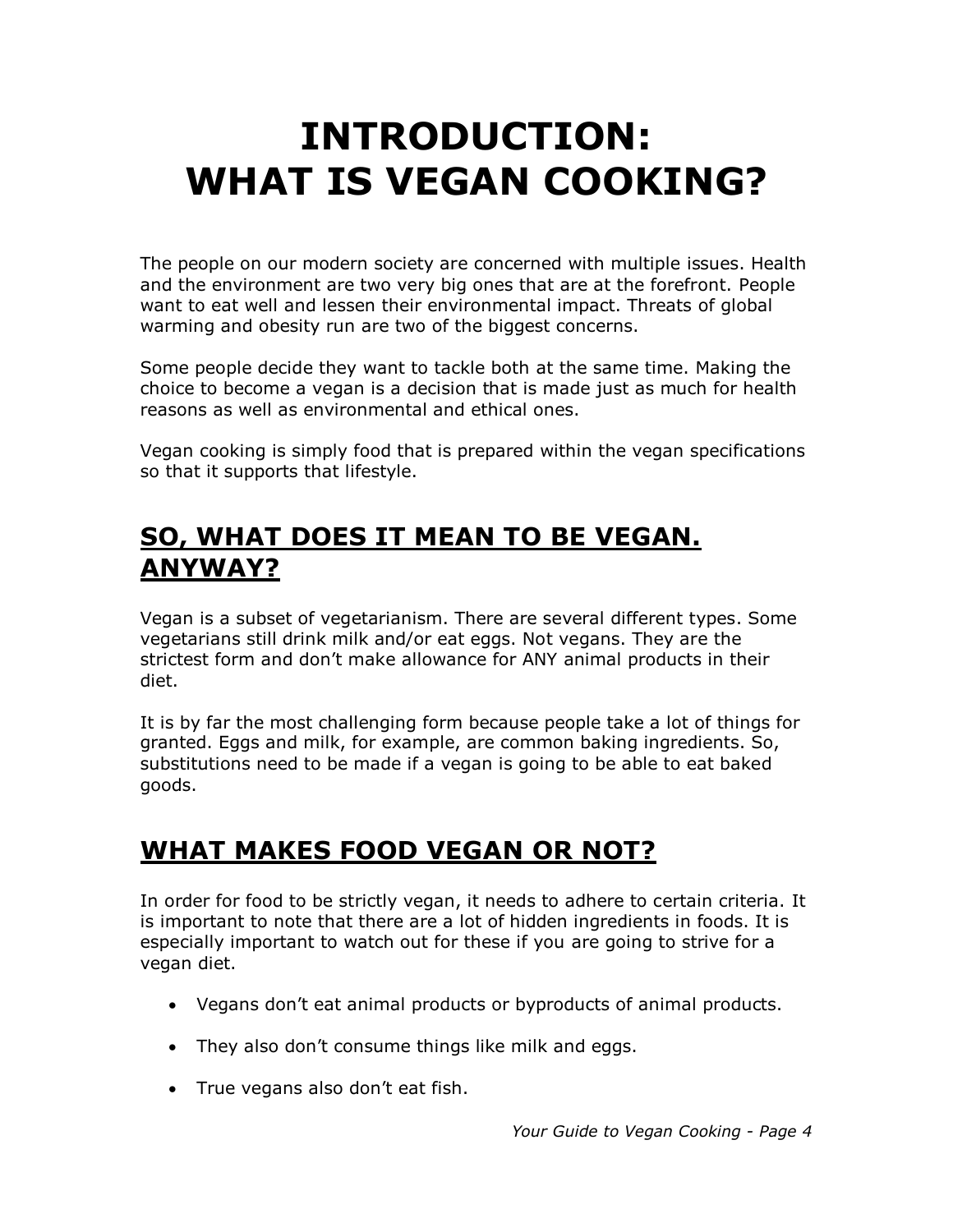# INTRODUCTION: WHAT IS VEGAN COOKING?

The people on our modern society are concerned with multiple issues. Health and the environment are two very big ones that are at the forefront. People want to eat well and lessen their environmental impact. Threats of global warming and obesity run are two of the biggest concerns.

Some people decide they want to tackle both at the same time. Making the choice to become a vegan is a decision that is made just as much for health reasons as well as environmental and ethical ones.

Vegan cooking is simply food that is prepared within the vegan specifications so that it supports that lifestyle.

## SO, WHAT DOES IT MEAN TO BE VEGAN. ANYWAY?

Vegan is a subset of vegetarianism. There are several different types. Some vegetarians still drink milk and/or eat eggs. Not vegans. They are the strictest form and don't make allowance for ANY animal products in their diet.

It is by far the most challenging form because people take a lot of things for granted. Eggs and milk, for example, are common baking ingredients. So, substitutions need to be made if a vegan is going to be able to eat baked goods.

## WHAT MAKES FOOD VEGAN OR NOT?

In order for food to be strictly vegan, it needs to adhere to certain criteria. It is important to note that there are a lot of hidden ingredients in foods. It is especially important to watch out for these if you are going to strive for a vegan diet.

- Vegans don't eat animal products or byproducts of animal products.
- They also don't consume things like milk and eggs.
- True vegans also don't eat fish.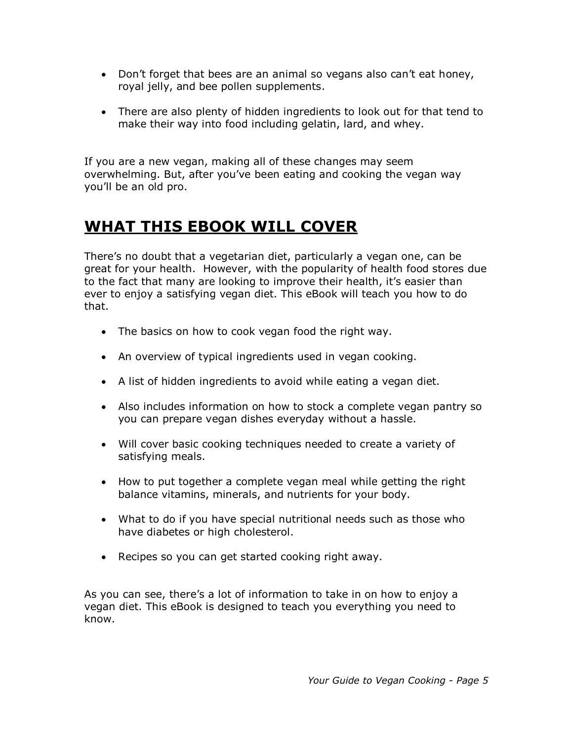- Don't forget that bees are an animal so vegans also can't eat honey, royal jelly, and bee pollen supplements.

- There are also plenty of hidden ingredients to look out for that tend to make their way into food including gelatin, lard, and whey.

If you are a new vegan, making all of these changes may seem overwhelming. But, after you've been eating and cooking the vegan way you'll be an old pro.

## WHAT THIS EBOOK WILL COVER

There's no doubt that a vegetarian diet, particularly a vegan one, can be great for your health. However, with the popularity of health food stores due to the fact that many are looking to improve their health, it's easier than ever to enjoy a satisfying vegan diet. This eBook will teach you how to do that.

- The basics on how to cook vegan food the right way.

- An overview of typical ingredients used in vegan cooking.

- A list of hidden ingredients to avoid while eating a vegan diet.

- Also includes information on how to stock a complete vegan pantry so you can prepare vegan dishes everyday without a hassle.

- Will cover basic cooking techniques needed to create a variety of satisfying meals.

- How to put together a complete vegan meal while getting the right balance vitamins, minerals, and nutrients for your body.

- What to do if you have special nutritional needs such as those who have diabetes or high cholesterol.

- Recipes so you can get started cooking right away.

As you can see, there's a lot of information to take in on how to enjoy a vegan diet. This eBook is designed to teach you everything you need to know.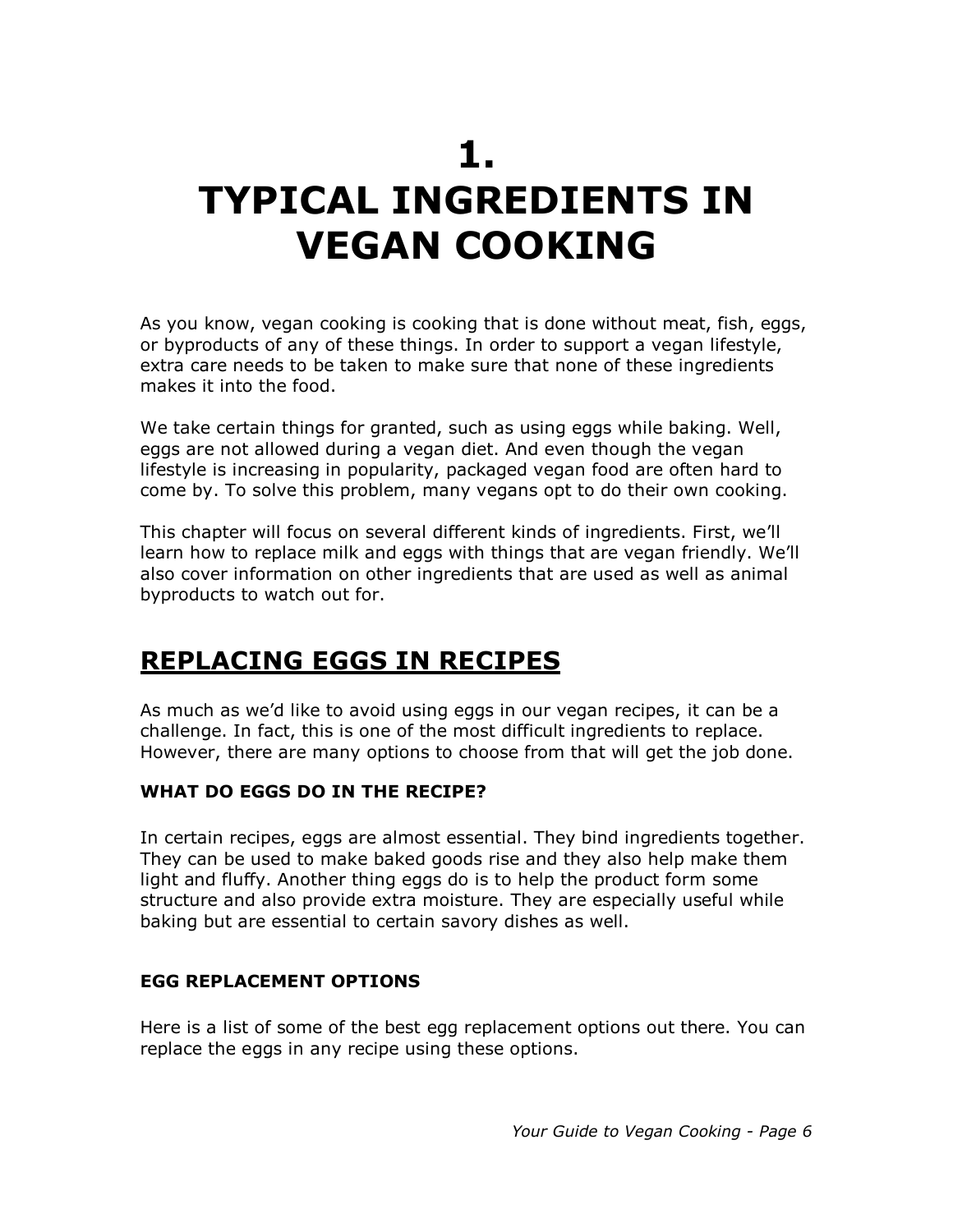# 1.
# TYPICAL INGREDIENTS IN VEGAN COOKING

As you know, vegan cooking is cooking that is done without meat, fish, eggs, or byproducts of any of these things. In order to support a vegan lifestyle, extra care needs to be taken to make sure that none of these ingredients makes it into the food.

We take certain things for granted, such as using eggs while baking. Well, eggs are not allowed during a vegan diet. And even though the vegan lifestyle is increasing in popularity, packaged vegan food are often hard to come by. To solve this problem, many vegans opt to do their own cooking.

This chapter will focus on several different kinds of ingredients. First, we'll learn how to replace milk and eggs with things that are vegan friendly. We'll also cover information on other ingredients that are used as well as animal byproducts to watch out for.

## REPLACING EGGS IN RECIPES

As much as we'd like to avoid using eggs in our vegan recipes, it can be a challenge. In fact, this is one of the most difficult ingredients to replace. However, there are many options to choose from that will get the job done.

### WHAT DO EGGS DO IN THE RECIPE?

In certain recipes, eggs are almost essential. They bind ingredients together. They can be used to make baked goods rise and they also help make them light and fluffy. Another thing eggs do is to help the product form some structure and also provide extra moisture. They are especially useful while baking but are essential to certain savory dishes as well.

### EGG REPLACEMENT OPTIONS

Here is a list of some of the best egg replacement options out there. You can replace the eggs in any recipe using these options.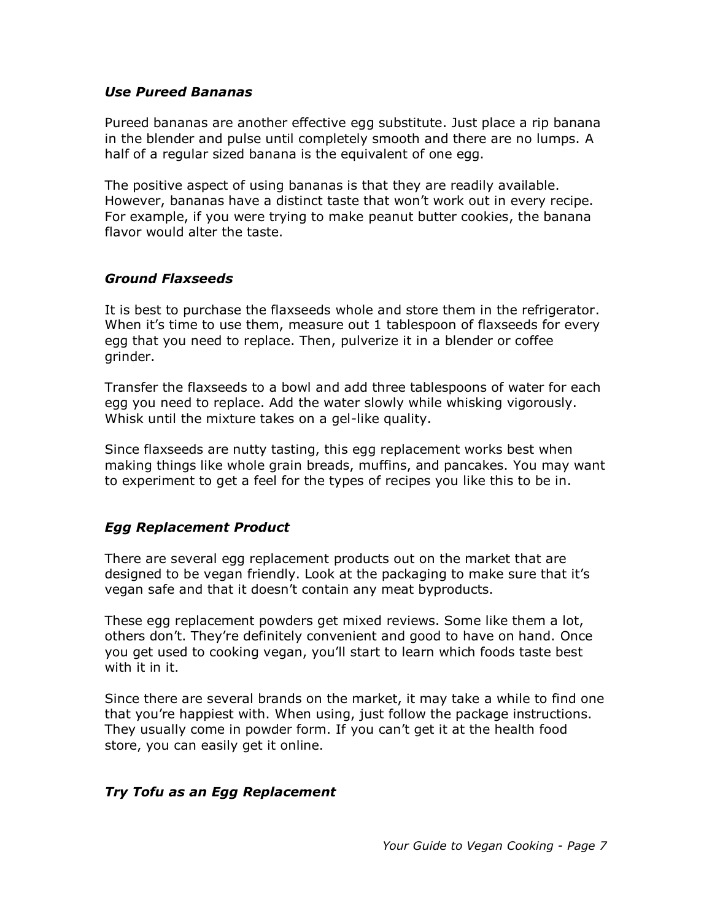### *Use Pureed Bananas*

Pureed bananas are another effective egg substitute. Just place a rip banana in the blender and pulse until completely smooth and there are no lumps. A half of a regular sized banana is the equivalent of one egg.

The positive aspect of using bananas is that they are readily available. However, bananas have a distinct taste that won't work out in every recipe. For example, if you were trying to make peanut butter cookies, the banana flavor would alter the taste.

### *Ground Flaxseeds*

It is best to purchase the flaxseeds whole and store them in the refrigerator. When it's time to use them, measure out 1 tablespoon of flaxseeds for every egg that you need to replace. Then, pulverize it in a blender or coffee grinder.

Transfer the flaxseeds to a bowl and add three tablespoons of water for each egg you need to replace. Add the water slowly while whisking vigorously. Whisk until the mixture takes on a gel-like quality.

Since flaxseeds are nutty tasting, this egg replacement works best when making things like whole grain breads, muffins, and pancakes. You may want to experiment to get a feel for the types of recipes you like this to be in.

### *Egg Replacement Product*

There are several egg replacement products out on the market that are designed to be vegan friendly. Look at the packaging to make sure that it's vegan safe and that it doesn't contain any meat byproducts.

These egg replacement powders get mixed reviews. Some like them a lot, others don't. They're definitely convenient and good to have on hand. Once you get used to cooking vegan, you'll start to learn which foods taste best with it in it.

Since there are several brands on the market, it may take a while to find one that you're happiest with. When using, just follow the package instructions. They usually come in powder form. If you can't get it at the health food store, you can easily get it online.

### *Try Tofu as an Egg Replacement*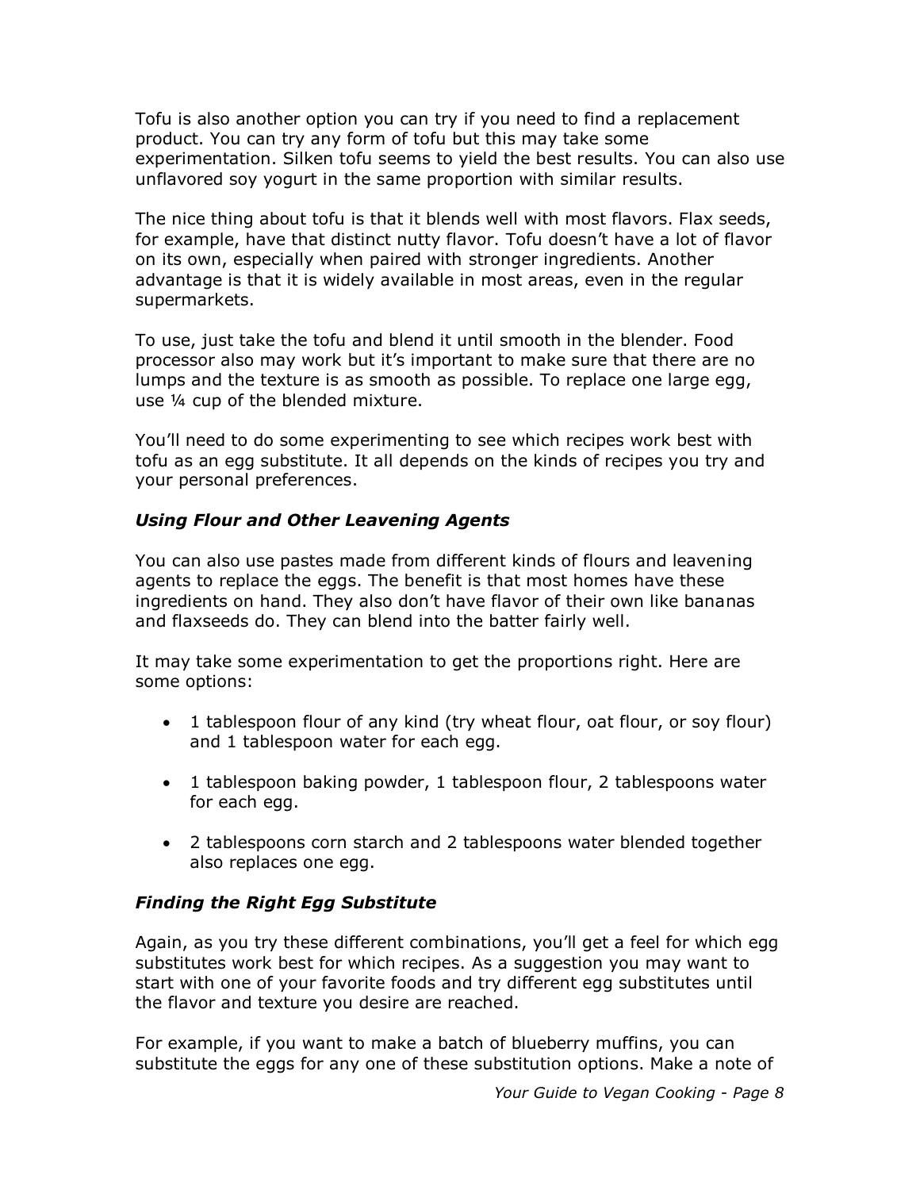Tofu is also another option you can try if you need to find a replacement product. You can try any form of tofu but this may take some experimentation. Silken tofu seems to yield the best results. You can also use unflavored soy yogurt in the same proportion with similar results.

The nice thing about tofu is that it blends well with most flavors. Flax seeds, for example, have that distinct nutty flavor. Tofu doesn't have a lot of flavor on its own, especially when paired with stronger ingredients. Another advantage is that it is widely available in most areas, even in the regular supermarkets.

To use, just take the tofu and blend it until smooth in the blender. Food processor also may work but it's important to make sure that there are no lumps and the texture is as smooth as possible. To replace one large egg, use ¼ cup of the blended mixture.

You'll need to do some experimenting to see which recipes work best with tofu as an egg substitute. It all depends on the kinds of recipes you try and your personal preferences.

### *Using Flour and Other Leavening Agents*

You can also use pastes made from different kinds of flours and leavening agents to replace the eggs. The benefit is that most homes have these ingredients on hand. They also don't have flavor of their own like bananas and flaxseeds do. They can blend into the batter fairly well.

It may take some experimentation to get the proportions right. Here are some options:

- 1 tablespoon flour of any kind (try wheat flour, oat flour, or soy flour) and 1 tablespoon water for each egg.
- 1 tablespoon baking powder, 1 tablespoon flour, 2 tablespoons water for each egg.
- 2 tablespoons corn starch and 2 tablespoons water blended together also replaces one egg.

### *Finding the Right Egg Substitute*

Again, as you try these different combinations, you'll get a feel for which egg substitutes work best for which recipes. As a suggestion you may want to start with one of your favorite foods and try different egg substitutes until the flavor and texture you desire are reached.

For example, if you want to make a batch of blueberry muffins, you can substitute the eggs for any one of these substitution options. Make a note of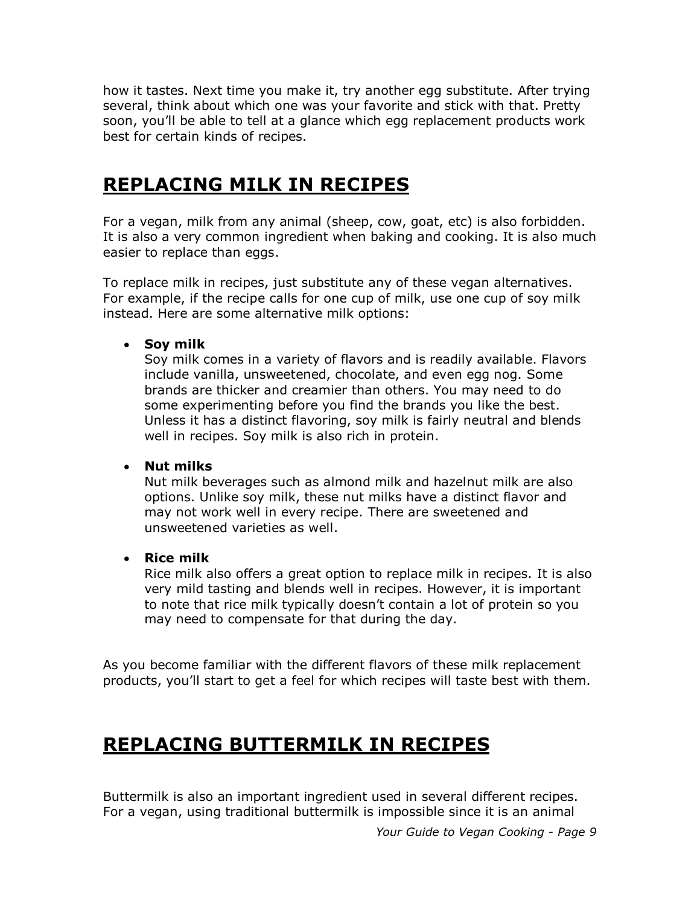how it tastes. Next time you make it, try another egg substitute. After trying several, think about which one was your favorite and stick with that. Pretty soon, you'll be able to tell at a glance which egg replacement products work best for certain kinds of recipes.

## REPLACING MILK IN RECIPES

For a vegan, milk from any animal (sheep, cow, goat, etc) is also forbidden. It is also a very common ingredient when baking and cooking. It is also much easier to replace than eggs.

To replace milk in recipes, just substitute any of these vegan alternatives. For example, if the recipe calls for one cup of milk, use one cup of soy milk instead. Here are some alternative milk options:

- **Soy milk**
  Soy milk comes in a variety of flavors and is readily available. Flavors include vanilla, unsweetened, chocolate, and even egg nog. Some brands are thicker and creamier than others. You may need to do some experimenting before you find the brands you like the best. Unless it has a distinct flavoring, soy milk is fairly neutral and blends well in recipes. Soy milk is also rich in protein.

- **Nut milks**
  Nut milk beverages such as almond milk and hazelnut milk are also options. Unlike soy milk, these nut milks have a distinct flavor and may not work well in every recipe. There are sweetened and unsweetened varieties as well.

- **Rice milk**
  Rice milk also offers a great option to replace milk in recipes. It is also very mild tasting and blends well in recipes. However, it is important to note that rice milk typically doesn't contain a lot of protein so you may need to compensate for that during the day.

As you become familiar with the different flavors of these milk replacement products, you'll start to get a feel for which recipes will taste best with them.

## REPLACING BUTTERMILK IN RECIPES

Buttermilk is also an important ingredient used in several different recipes. For a vegan, using traditional buttermilk is impossible since it is an animal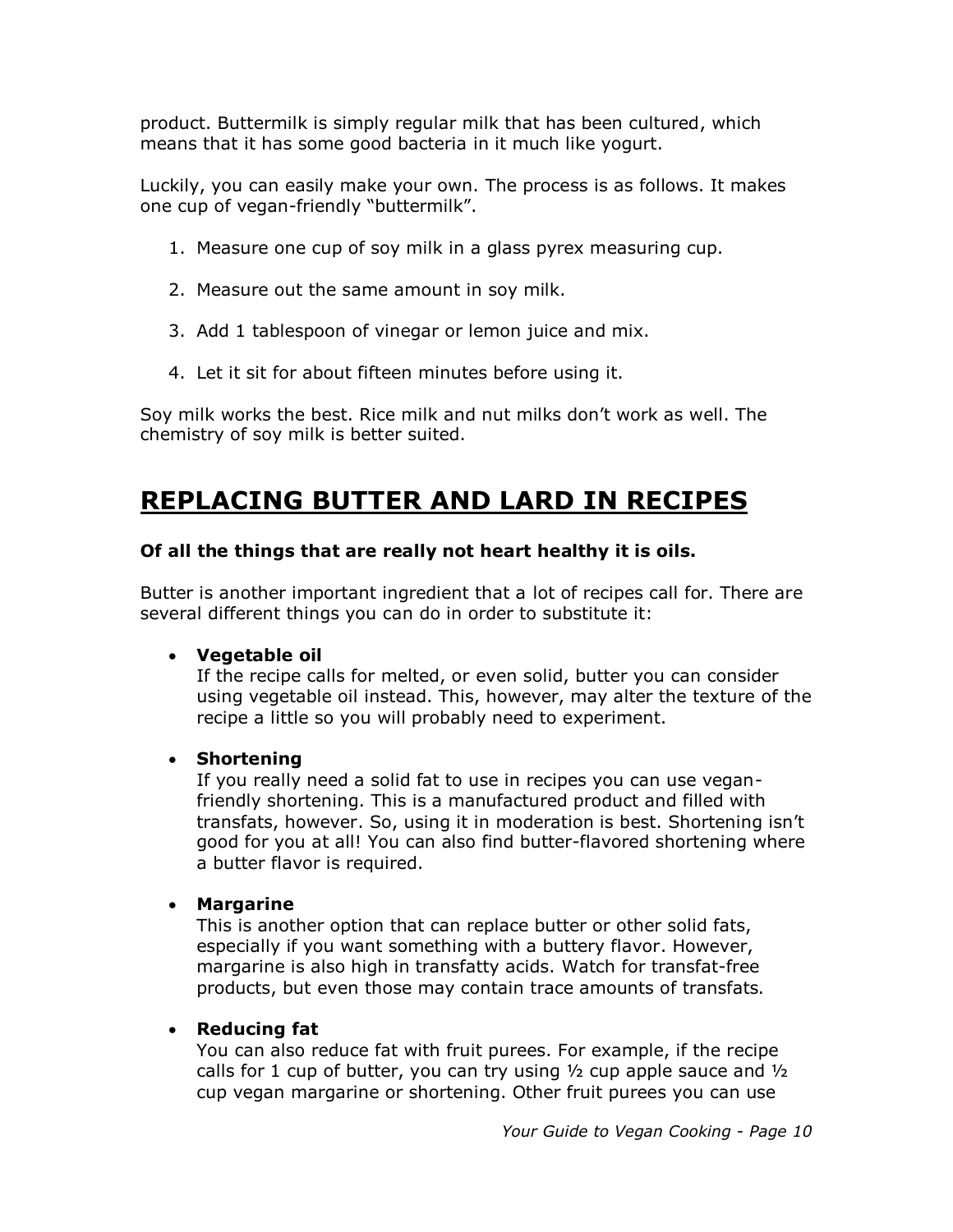product. Buttermilk is simply regular milk that has been cultured, which means that it has some good bacteria in it much like yogurt.

Luckily, you can easily make your own. The process is as follows. It makes one cup of vegan-friendly "buttermilk".

1. Measure one cup of soy milk in a glass pyrex measuring cup.
2. Measure out the same amount in soy milk.
3. Add 1 tablespoon of vinegar or lemon juice and mix.
4. Let it sit for about fifteen minutes before using it.

Soy milk works the best. Rice milk and nut milks don't work as well. The chemistry of soy milk is better suited.

# REPLACING BUTTER AND LARD IN RECIPES

**Of all the things that are really not heart healthy it is oils.**

Butter is another important ingredient that a lot of recipes call for. There are several different things you can do in order to substitute it:

- **Vegetable oil**
  If the recipe calls for melted, or even solid, butter you can consider using vegetable oil instead. This, however, may alter the texture of the recipe a little so you will probably need to experiment.

- **Shortening**
  If you really need a solid fat to use in recipes you can use vegan-friendly shortening. This is a manufactured product and filled with transfats, however. So, using it in moderation is best. Shortening isn't good for you at all! You can also find butter-flavored shortening where a butter flavor is required.

- **Margarine**
  This is another option that can replace butter or other solid fats, especially if you want something with a buttery flavor. However, margarine is also high in transfatty acids. Watch for transfat-free products, but even those may contain trace amounts of transfats.

- **Reducing fat**
  You can also reduce fat with fruit purees. For example, if the recipe calls for 1 cup of butter, you can try using ½ cup apple sauce and ½ cup vegan margarine or shortening. Other fruit purees you can use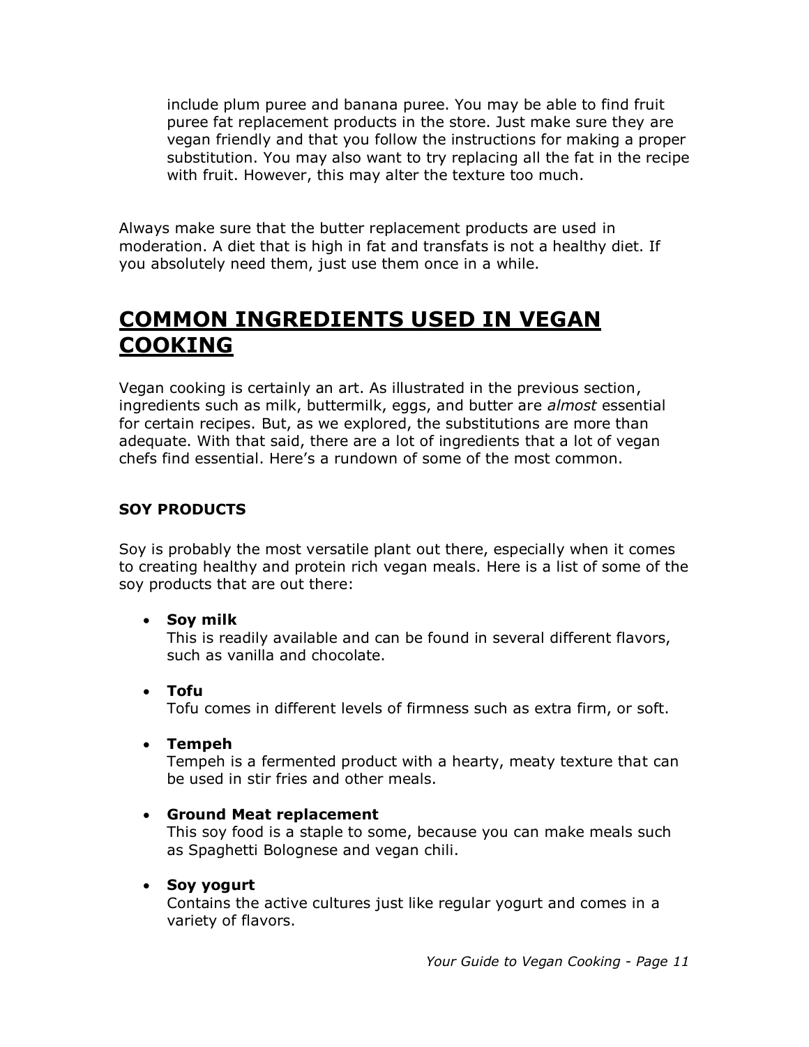include plum puree and banana puree. You may be able to find fruit puree fat replacement products in the store. Just make sure they are vegan friendly and that you follow the instructions for making a proper substitution. You may also want to try replacing all the fat in the recipe with fruit. However, this may alter the texture too much.

Always make sure that the butter replacement products are used in moderation. A diet that is high in fat and transfats is not a healthy diet. If you absolutely need them, just use them once in a while.

## COMMON INGREDIENTS USED IN VEGAN COOKING

Vegan cooking is certainly an art. As illustrated in the previous section, ingredients such as milk, buttermilk, eggs, and butter are *almost* essential for certain recipes. But, as we explored, the substitutions are more than adequate. With that said, there are a lot of ingredients that a lot of vegan chefs find essential. Here's a rundown of some of the most common.

### SOY PRODUCTS

Soy is probably the most versatile plant out there, especially when it comes to creating healthy and protein rich vegan meals. Here is a list of some of the soy products that are out there:

- **Soy milk**
  This is readily available and can be found in several different flavors, such as vanilla and chocolate.

- **Tofu**
  Tofu comes in different levels of firmness such as extra firm, or soft.

- **Tempeh**
  Tempeh is a fermented product with a hearty, meaty texture that can be used in stir fries and other meals.

- **Ground Meat replacement**
  This soy food is a staple to some, because you can make meals such as Spaghetti Bolognese and vegan chili.

- **Soy yogurt**
  Contains the active cultures just like regular yogurt and comes in a variety of flavors.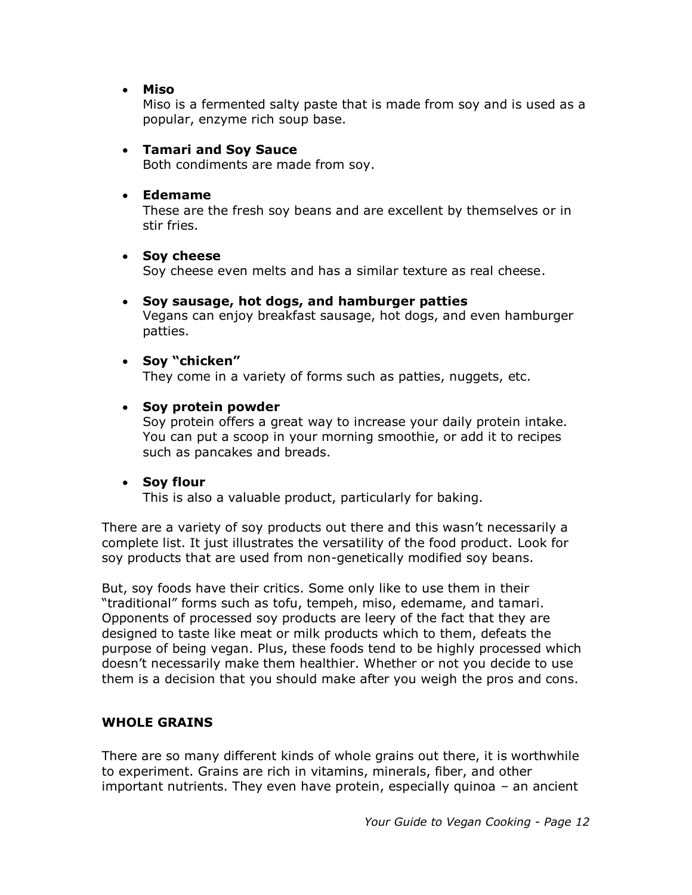- **Miso**
  Miso is a fermented salty paste that is made from soy and is used as a popular, enzyme rich soup base.

- **Tamari and Soy Sauce**
  Both condiments are made from soy.

- **Edemame**
  These are the fresh soy beans and are excellent by themselves or in stir fries.

- **Soy cheese**
  Soy cheese even melts and has a similar texture as real cheese.

- **Soy sausage, hot dogs, and hamburger patties**
  Vegans can enjoy breakfast sausage, hot dogs, and even hamburger patties.

- **Soy "chicken"**
  They come in a variety of forms such as patties, nuggets, etc.

- **Soy protein powder**
  Soy protein offers a great way to increase your daily protein intake. You can put a scoop in your morning smoothie, or add it to recipes such as pancakes and breads.

- **Soy flour**
  This is also a valuable product, particularly for baking.

There are a variety of soy products out there and this wasn't necessarily a complete list. It just illustrates the versatility of the food product. Look for soy products that are used from non-genetically modified soy beans.

But, soy foods have their critics. Some only like to use them in their "traditional" forms such as tofu, tempeh, miso, edemame, and tamari. Opponents of processed soy products are leery of the fact that they are designed to taste like meat or milk products which to them, defeats the purpose of being vegan. Plus, these foods tend to be highly processed which doesn't necessarily make them healthier. Whether or not you decide to use them is a decision that you should make after you weigh the pros and cons.

## WHOLE GRAINS

There are so many different kinds of whole grains out there, it is worthwhile to experiment. Grains are rich in vitamins, minerals, fiber, and other important nutrients. They even have protein, especially quinoa – an ancient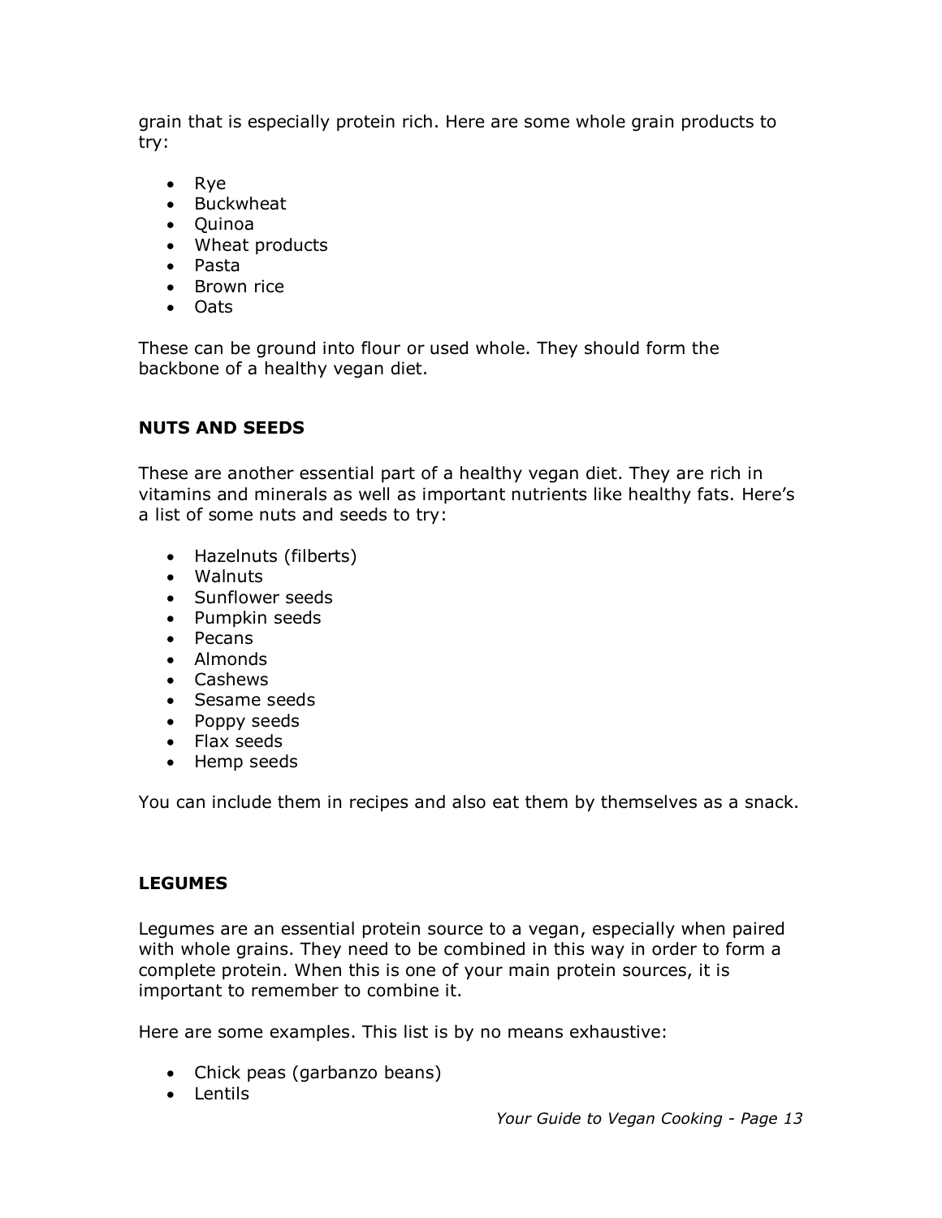grain that is especially protein rich. Here are some whole grain products to try:

- Rye
- Buckwheat
- Quinoa
- Wheat products
- Pasta
- Brown rice
- Oats

These can be ground into flour or used whole. They should form the backbone of a healthy vegan diet.

## NUTS AND SEEDS

These are another essential part of a healthy vegan diet. They are rich in vitamins and minerals as well as important nutrients like healthy fats. Here's a list of some nuts and seeds to try:

- Hazelnuts (filberts)
- Walnuts
- Sunflower seeds
- Pumpkin seeds
- Pecans
- Almonds
- Cashews
- Sesame seeds
- Poppy seeds
- Flax seeds
- Hemp seeds

You can include them in recipes and also eat them by themselves as a snack.

## LEGUMES

Legumes are an essential protein source to a vegan, especially when paired with whole grains. They need to be combined in this way in order to form a complete protein. When this is one of your main protein sources, it is important to remember to combine it.

Here are some examples. This list is by no means exhaustive:

- Chick peas (garbanzo beans)
- Lentils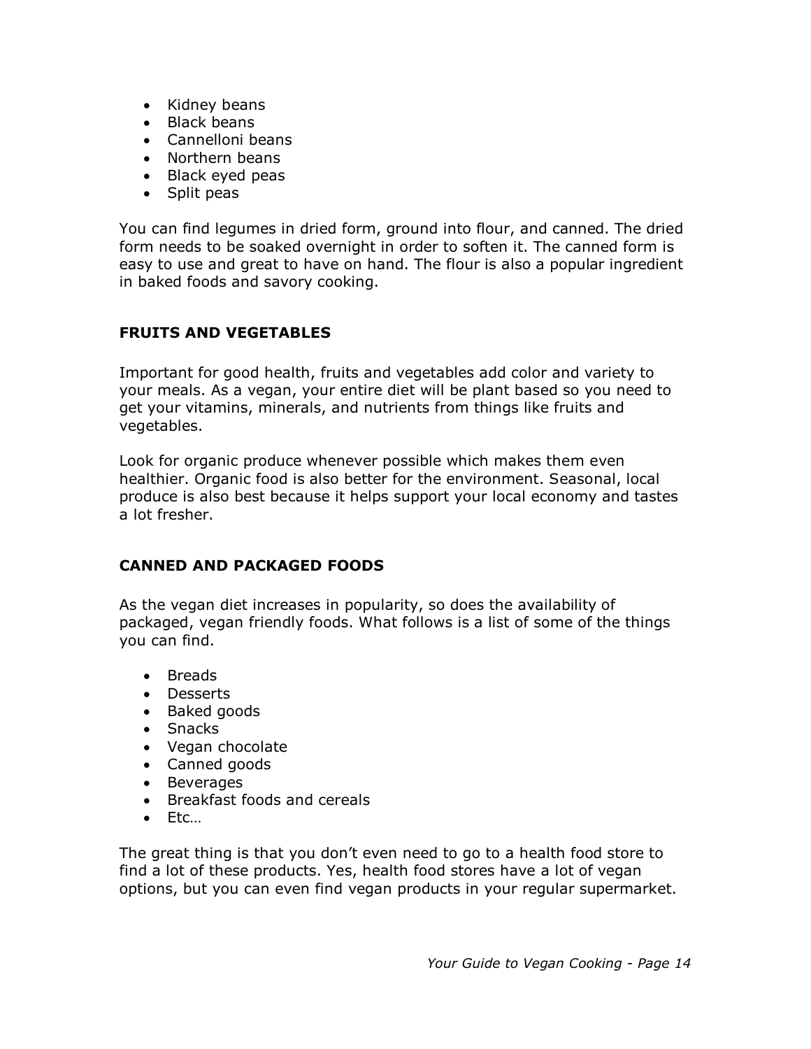- Kidney beans
- Black beans
- Cannelloni beans
- Northern beans
- Black eyed peas
- Split peas

You can find legumes in dried form, ground into flour, and canned. The dried form needs to be soaked overnight in order to soften it. The canned form is easy to use and great to have on hand. The flour is also a popular ingredient in baked foods and savory cooking.

### FRUITS AND VEGETABLES

Important for good health, fruits and vegetables add color and variety to your meals. As a vegan, your entire diet will be plant based so you need to get your vitamins, minerals, and nutrients from things like fruits and vegetables.

Look for organic produce whenever possible which makes them even healthier. Organic food is also better for the environment. Seasonal, local produce is also best because it helps support your local economy and tastes a lot fresher.

### CANNED AND PACKAGED FOODS

As the vegan diet increases in popularity, so does the availability of packaged, vegan friendly foods. What follows is a list of some of the things you can find.

- Breads
- Desserts
- Baked goods
- Snacks
- Vegan chocolate
- Canned goods
- Beverages
- Breakfast foods and cereals
- Etc…

The great thing is that you don't even need to go to a health food store to find a lot of these products. Yes, health food stores have a lot of vegan options, but you can even find vegan products in your regular supermarket.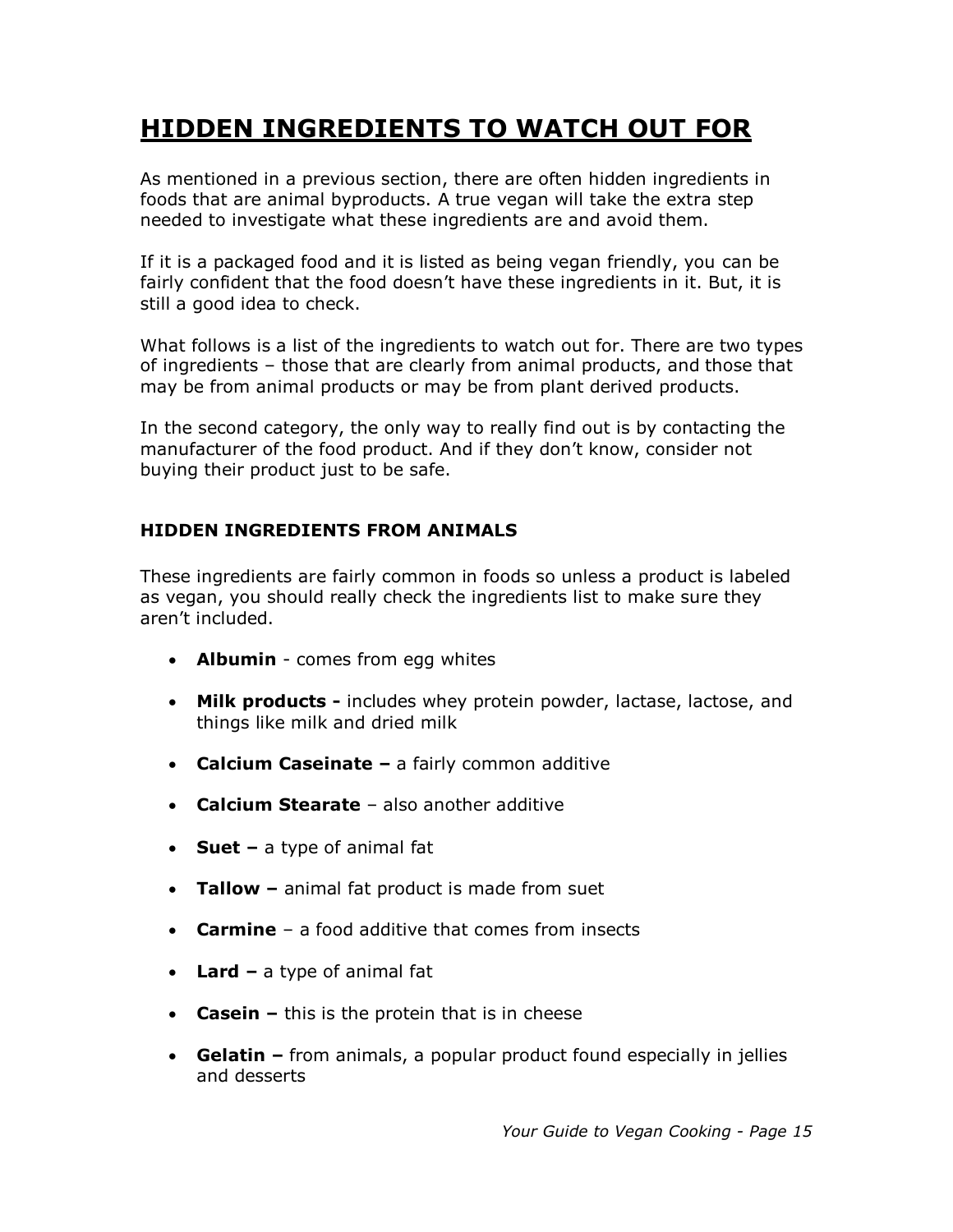# HIDDEN INGREDIENTS TO WATCH OUT FOR

As mentioned in a previous section, there are often hidden ingredients in foods that are animal byproducts. A true vegan will take the extra step needed to investigate what these ingredients are and avoid them.

If it is a packaged food and it is listed as being vegan friendly, you can be fairly confident that the food doesn't have these ingredients in it. But, it is still a good idea to check.

What follows is a list of the ingredients to watch out for. There are two types of ingredients – those that are clearly from animal products, and those that may be from animal products or may be from plant derived products.

In the second category, the only way to really find out is by contacting the manufacturer of the food product. And if they don't know, consider not buying their product just to be safe.

### HIDDEN INGREDIENTS FROM ANIMALS

These ingredients are fairly common in foods so unless a product is labeled as vegan, you should really check the ingredients list to make sure they aren't included.

- **Albumin** - comes from egg whites
- **Milk products -** includes whey protein powder, lactase, lactose, and things like milk and dried milk
- **Calcium Caseinate –** a fairly common additive
- **Calcium Stearate** – also another additive
- **Suet –** a type of animal fat
- **Tallow –** animal fat product is made from suet
- **Carmine** – a food additive that comes from insects
- **Lard –** a type of animal fat
- **Casein –** this is the protein that is in cheese
- **Gelatin –** from animals, a popular product found especially in jellies and desserts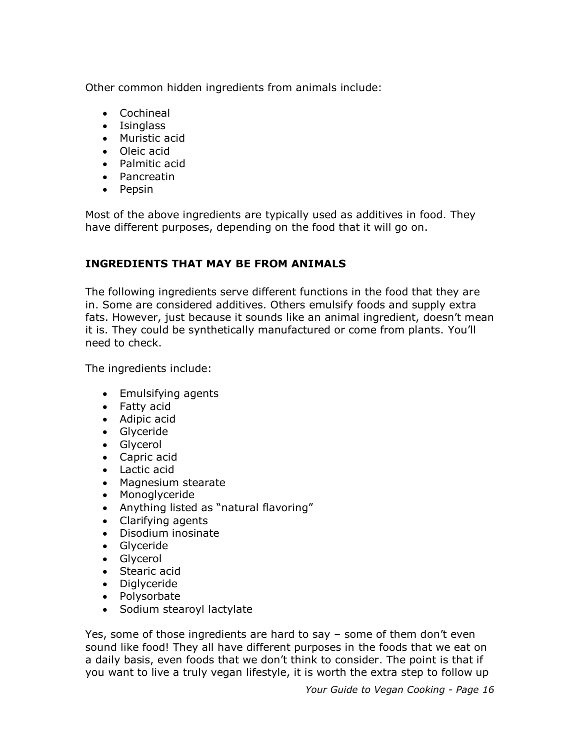Other common hidden ingredients from animals include:

- Cochineal
- Isinglass
- Muristic acid
- Oleic acid
- Palmitic acid
- Pancreatin
- Pepsin

Most of the above ingredients are typically used as additives in food. They have different purposes, depending on the food that it will go on.

### INGREDIENTS THAT MAY BE FROM ANIMALS

The following ingredients serve different functions in the food that they are in. Some are considered additives. Others emulsify foods and supply extra fats. However, just because it sounds like an animal ingredient, doesn't mean it is. They could be synthetically manufactured or come from plants. You'll need to check.

The ingredients include:

- Emulsifying agents
- Fatty acid
- Adipic acid
- Glyceride
- Glycerol
- Capric acid
- Lactic acid
- Magnesium stearate
- Monoglyceride
- Anything listed as "natural flavoring"
- Clarifying agents
- Disodium inosinate
- Glyceride
- Glycerol
- Stearic acid
- Diglyceride
- Polysorbate
- Sodium stearoyl lactylate

Yes, some of those ingredients are hard to say – some of them don't even sound like food! They all have different purposes in the foods that we eat on a daily basis, even foods that we don't think to consider. The point is that if you want to live a truly vegan lifestyle, it is worth the extra step to follow up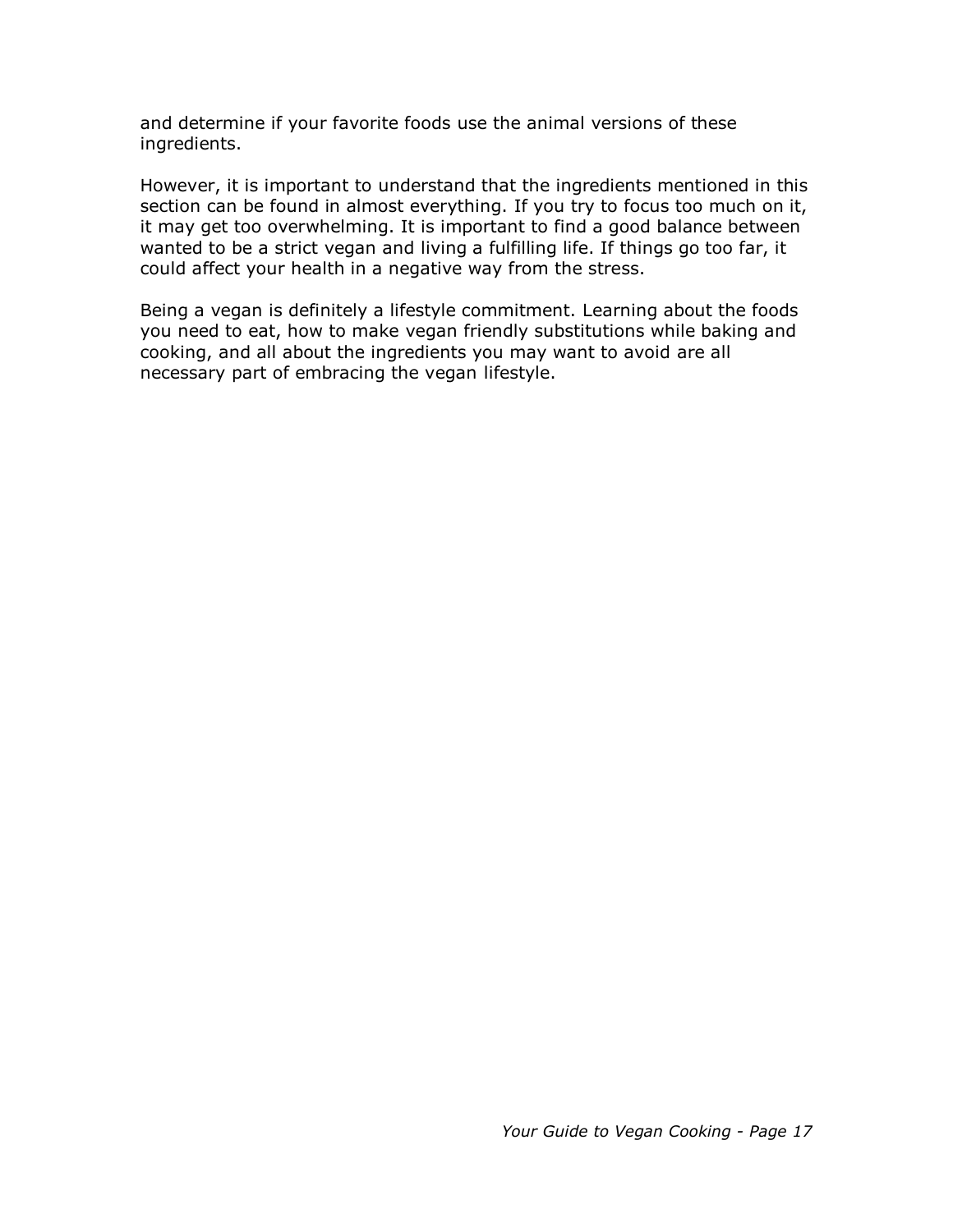and determine if your favorite foods use the animal versions of these ingredients.

However, it is important to understand that the ingredients mentioned in this section can be found in almost everything. If you try to focus too much on it, it may get too overwhelming. It is important to find a good balance between wanted to be a strict vegan and living a fulfilling life. If things go too far, it could affect your health in a negative way from the stress.

Being a vegan is definitely a lifestyle commitment. Learning about the foods you need to eat, how to make vegan friendly substitutions while baking and cooking, and all about the ingredients you may want to avoid are all necessary part of embracing the vegan lifestyle.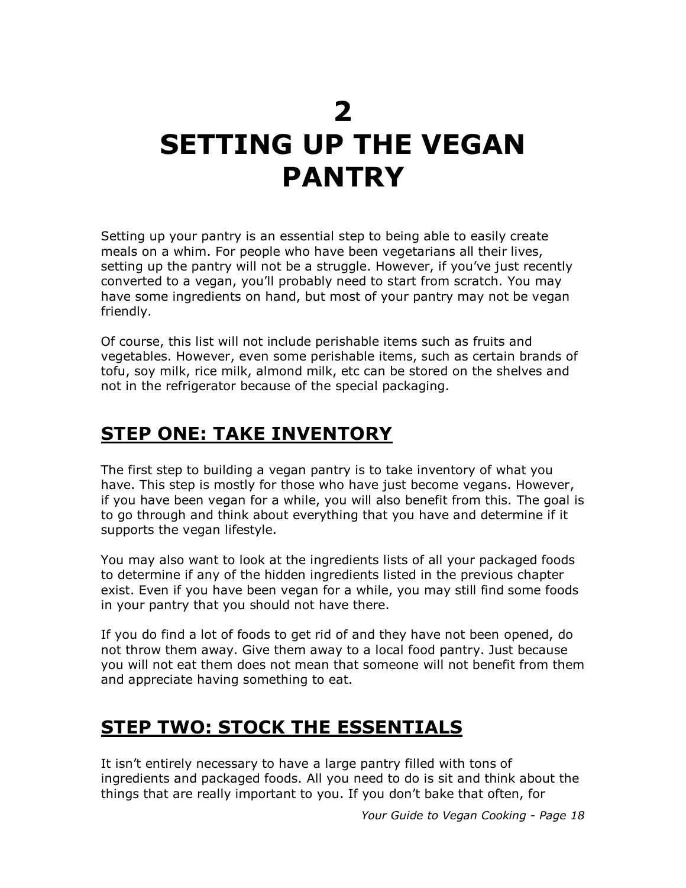# 2
# SETTING UP THE VEGAN PANTRY

Setting up your pantry is an essential step to being able to easily create meals on a whim. For people who have been vegetarians all their lives, setting up the pantry will not be a struggle. However, if you've just recently converted to a vegan, you'll probably need to start from scratch. You may have some ingredients on hand, but most of your pantry may not be vegan friendly.

Of course, this list will not include perishable items such as fruits and vegetables. However, even some perishable items, such as certain brands of tofu, soy milk, rice milk, almond milk, etc can be stored on the shelves and not in the refrigerator because of the special packaging.

## STEP ONE: TAKE INVENTORY

The first step to building a vegan pantry is to take inventory of what you have. This step is mostly for those who have just become vegans. However, if you have been vegan for a while, you will also benefit from this. The goal is to go through and think about everything that you have and determine if it supports the vegan lifestyle.

You may also want to look at the ingredients lists of all your packaged foods to determine if any of the hidden ingredients listed in the previous chapter exist. Even if you have been vegan for a while, you may still find some foods in your pantry that you should not have there.

If you do find a lot of foods to get rid of and they have not been opened, do not throw them away. Give them away to a local food pantry. Just because you will not eat them does not mean that someone will not benefit from them and appreciate having something to eat.

## STEP TWO: STOCK THE ESSENTIALS

It isn't entirely necessary to have a large pantry filled with tons of ingredients and packaged foods. All you need to do is sit and think about the things that are really important to you. If you don't bake that often, for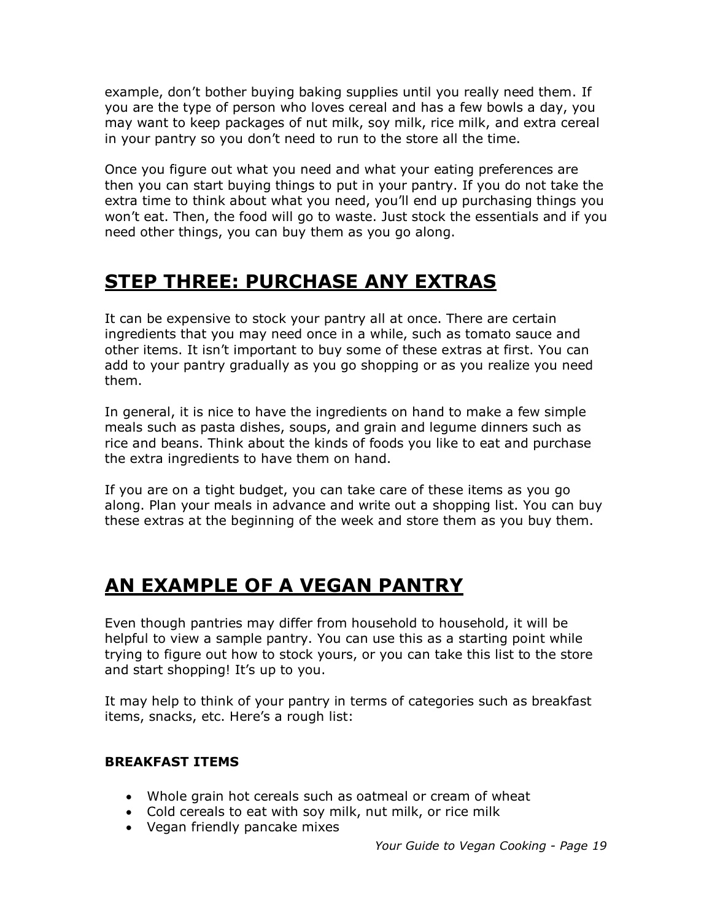example, don't bother buying baking supplies until you really need them. If you are the type of person who loves cereal and has a few bowls a day, you may want to keep packages of nut milk, soy milk, rice milk, and extra cereal in your pantry so you don't need to run to the store all the time.

Once you figure out what you need and what your eating preferences are then you can start buying things to put in your pantry. If you do not take the extra time to think about what you need, you'll end up purchasing things you won't eat. Then, the food will go to waste. Just stock the essentials and if you need other things, you can buy them as you go along.

## STEP THREE: PURCHASE ANY EXTRAS

It can be expensive to stock your pantry all at once. There are certain ingredients that you may need once in a while, such as tomato sauce and other items. It isn't important to buy some of these extras at first. You can add to your pantry gradually as you go shopping or as you realize you need them.

In general, it is nice to have the ingredients on hand to make a few simple meals such as pasta dishes, soups, and grain and legume dinners such as rice and beans. Think about the kinds of foods you like to eat and purchase the extra ingredients to have them on hand.

If you are on a tight budget, you can take care of these items as you go along. Plan your meals in advance and write out a shopping list. You can buy these extras at the beginning of the week and store them as you buy them.

## AN EXAMPLE OF A VEGAN PANTRY

Even though pantries may differ from household to household, it will be helpful to view a sample pantry. You can use this as a starting point while trying to figure out how to stock yours, or you can take this list to the store and start shopping! It's up to you.

It may help to think of your pantry in terms of categories such as breakfast items, snacks, etc. Here's a rough list:

**BREAKFAST ITEMS**

- Whole grain hot cereals such as oatmeal or cream of wheat
- Cold cereals to eat with soy milk, nut milk, or rice milk
- Vegan friendly pancake mixes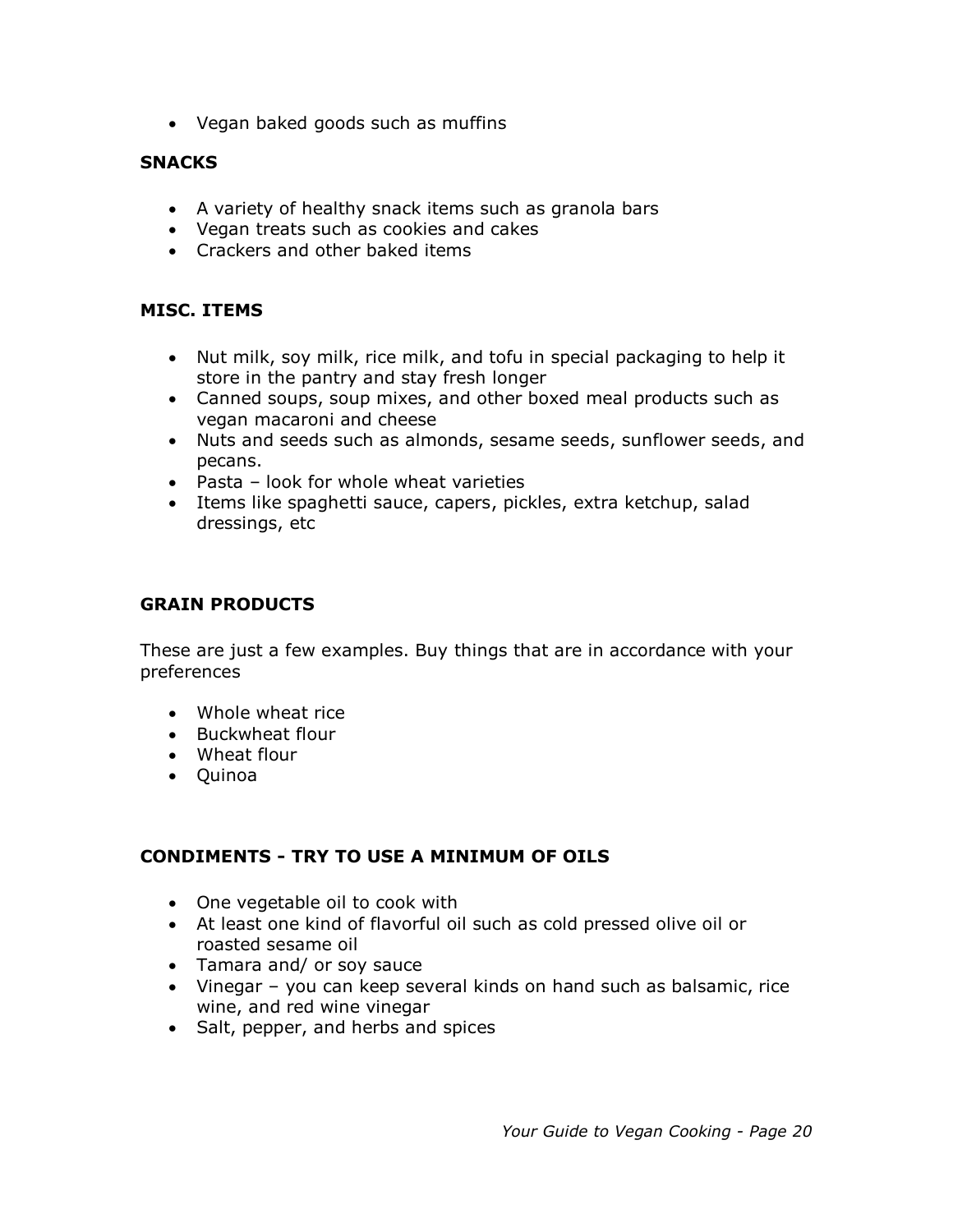- Vegan baked goods such as muffins

**SNACKS**

- A variety of healthy snack items such as granola bars
- Vegan treats such as cookies and cakes
- Crackers and other baked items

**MISC. ITEMS**

- Nut milk, soy milk, rice milk, and tofu in special packaging to help it store in the pantry and stay fresh longer
- Canned soups, soup mixes, and other boxed meal products such as vegan macaroni and cheese
- Nuts and seeds such as almonds, sesame seeds, sunflower seeds, and pecans.
- Pasta – look for whole wheat varieties
- Items like spaghetti sauce, capers, pickles, extra ketchup, salad dressings, etc

**GRAIN PRODUCTS**

These are just a few examples. Buy things that are in accordance with your preferences

- Whole wheat rice
- Buckwheat flour
- Wheat flour
- Quinoa

**CONDIMENTS - TRY TO USE A MINIMUM OF OILS**

- One vegetable oil to cook with
- At least one kind of flavorful oil such as cold pressed olive oil or roasted sesame oil
- Tamara and/ or soy sauce
- Vinegar – you can keep several kinds on hand such as balsamic, rice wine, and red wine vinegar
- Salt, pepper, and herbs and spices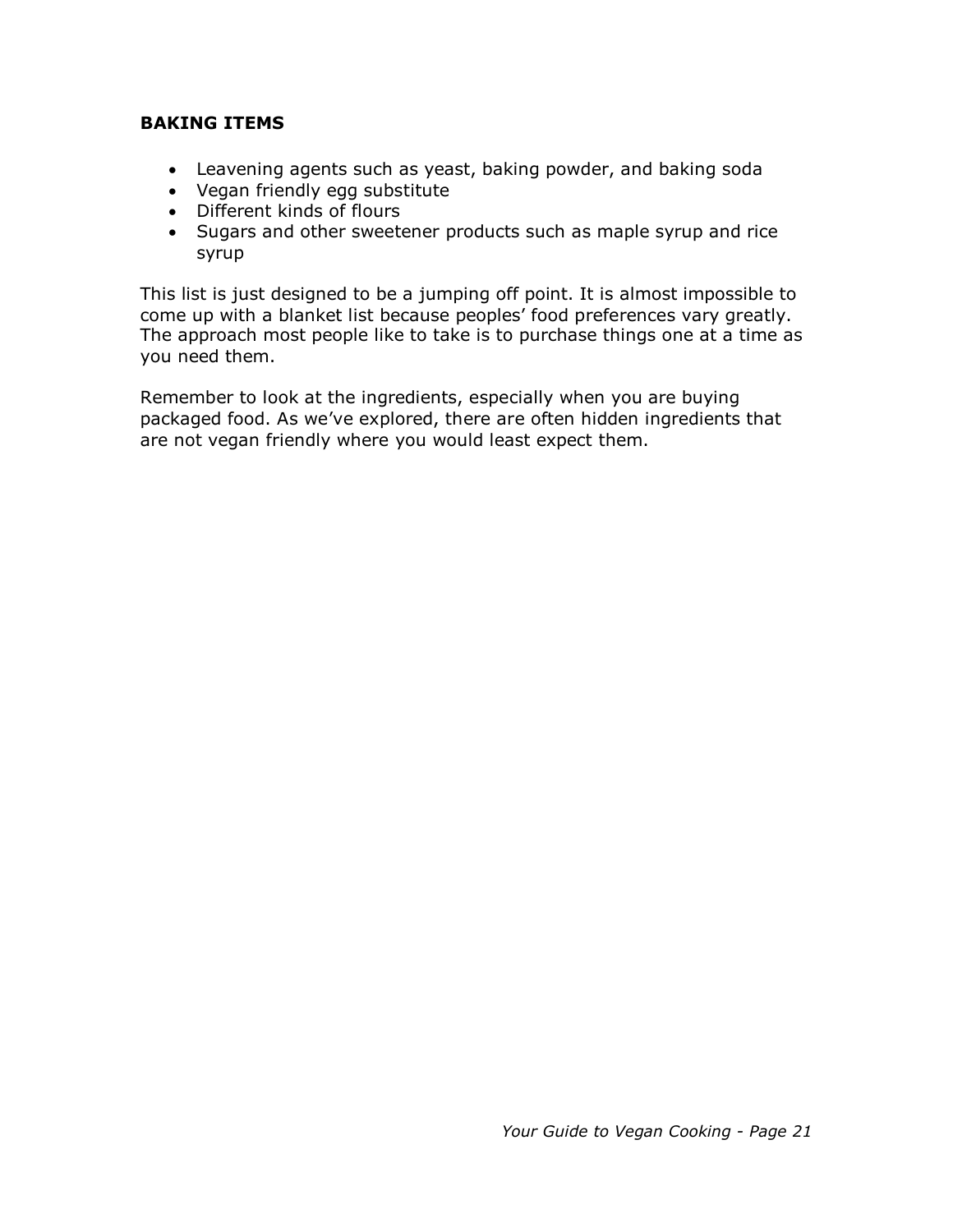**BAKING ITEMS**

- Leavening agents such as yeast, baking powder, and baking soda
- Vegan friendly egg substitute
- Different kinds of flours
- Sugars and other sweetener products such as maple syrup and rice syrup

This list is just designed to be a jumping off point. It is almost impossible to come up with a blanket list because peoples' food preferences vary greatly. The approach most people like to take is to purchase things one at a time as you need them.

Remember to look at the ingredients, especially when you are buying packaged food. As we've explored, there are often hidden ingredients that are not vegan friendly where you would least expect them.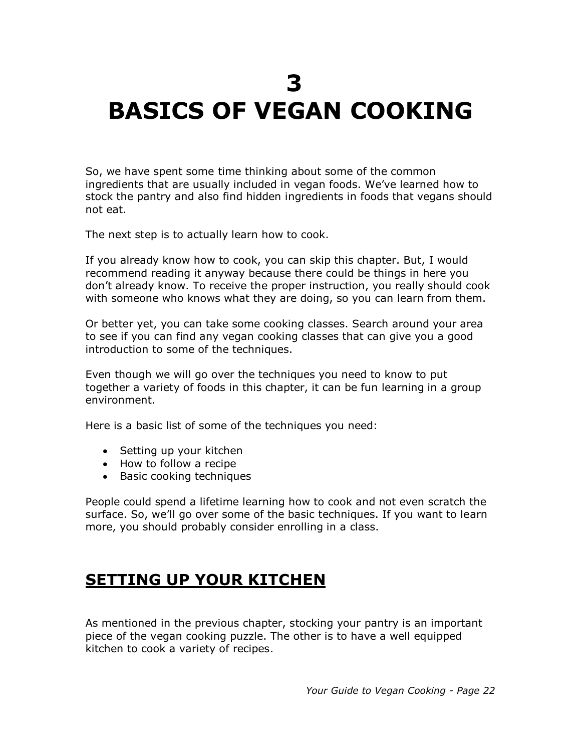# 3
# BASICS OF VEGAN COOKING

So, we have spent some time thinking about some of the common ingredients that are usually included in vegan foods. We've learned how to stock the pantry and also find hidden ingredients in foods that vegans should not eat.

The next step is to actually learn how to cook.

If you already know how to cook, you can skip this chapter. But, I would recommend reading it anyway because there could be things in here you don't already know. To receive the proper instruction, you really should cook with someone who knows what they are doing, so you can learn from them.

Or better yet, you can take some cooking classes. Search around your area to see if you can find any vegan cooking classes that can give you a good introduction to some of the techniques.

Even though we will go over the techniques you need to know to put together a variety of foods in this chapter, it can be fun learning in a group environment.

Here is a basic list of some of the techniques you need:

- Setting up your kitchen
- How to follow a recipe
- Basic cooking techniques

People could spend a lifetime learning how to cook and not even scratch the surface. So, we'll go over some of the basic techniques. If you want to learn more, you should probably consider enrolling in a class.

## SETTING UP YOUR KITCHEN

As mentioned in the previous chapter, stocking your pantry is an important piece of the vegan cooking puzzle. The other is to have a well equipped kitchen to cook a variety of recipes.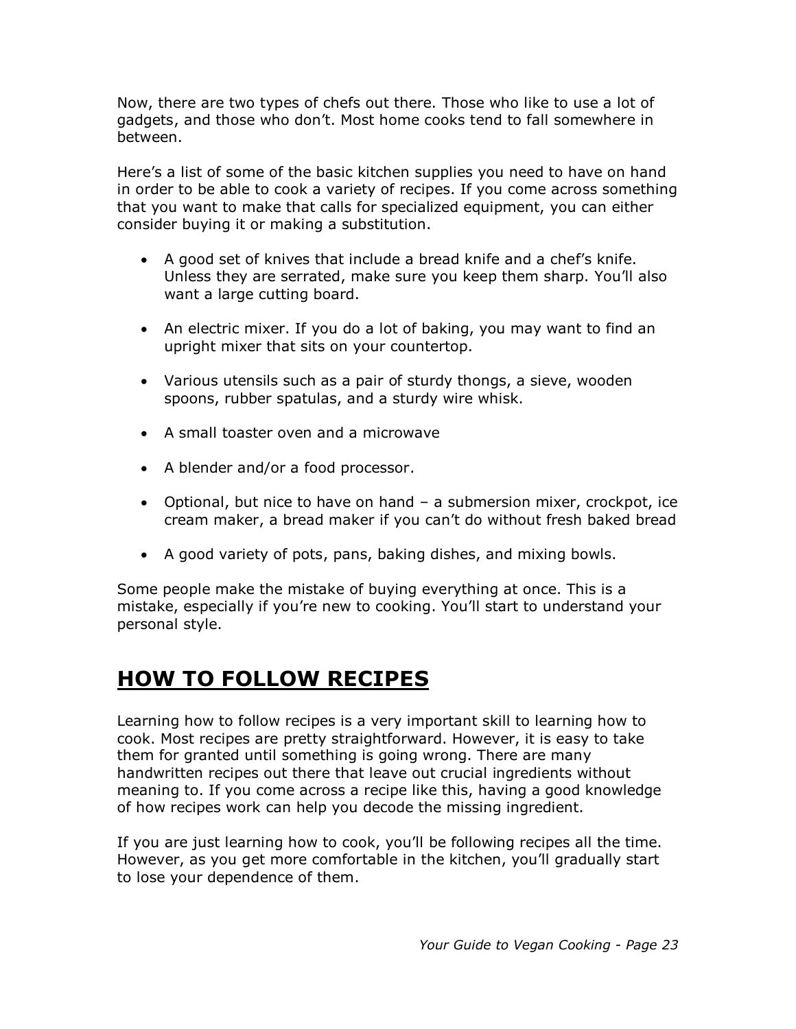Now, there are two types of chefs out there. Those who like to use a lot of gadgets, and those who don't. Most home cooks tend to fall somewhere in between.

Here's a list of some of the basic kitchen supplies you need to have on hand in order to be able to cook a variety of recipes. If you come across something that you want to make that calls for specialized equipment, you can either consider buying it or making a substitution.

- A good set of knives that include a bread knife and a chef's knife. Unless they are serrated, make sure you keep them sharp. You'll also want a large cutting board.
- An electric mixer. If you do a lot of baking, you may want to find an upright mixer that sits on your countertop.
- Various utensils such as a pair of sturdy thongs, a sieve, wooden spoons, rubber spatulas, and a sturdy wire whisk.
- A small toaster oven and a microwave
- A blender and/or a food processor.
- Optional, but nice to have on hand – a submersion mixer, crockpot, ice cream maker, a bread maker if you can't do without fresh baked bread
- A good variety of pots, pans, baking dishes, and mixing bowls.

Some people make the mistake of buying everything at once. This is a mistake, especially if you're new to cooking. You'll start to understand your personal style.

## HOW TO FOLLOW RECIPES

Learning how to follow recipes is a very important skill to learning how to cook. Most recipes are pretty straightforward. However, it is easy to take them for granted until something is going wrong. There are many handwritten recipes out there that leave out crucial ingredients without meaning to. If you come across a recipe like this, having a good knowledge of how recipes work can help you decode the missing ingredient.

If you are just learning how to cook, you'll be following recipes all the time. However, as you get more comfortable in the kitchen, you'll gradually start to lose your dependence of them.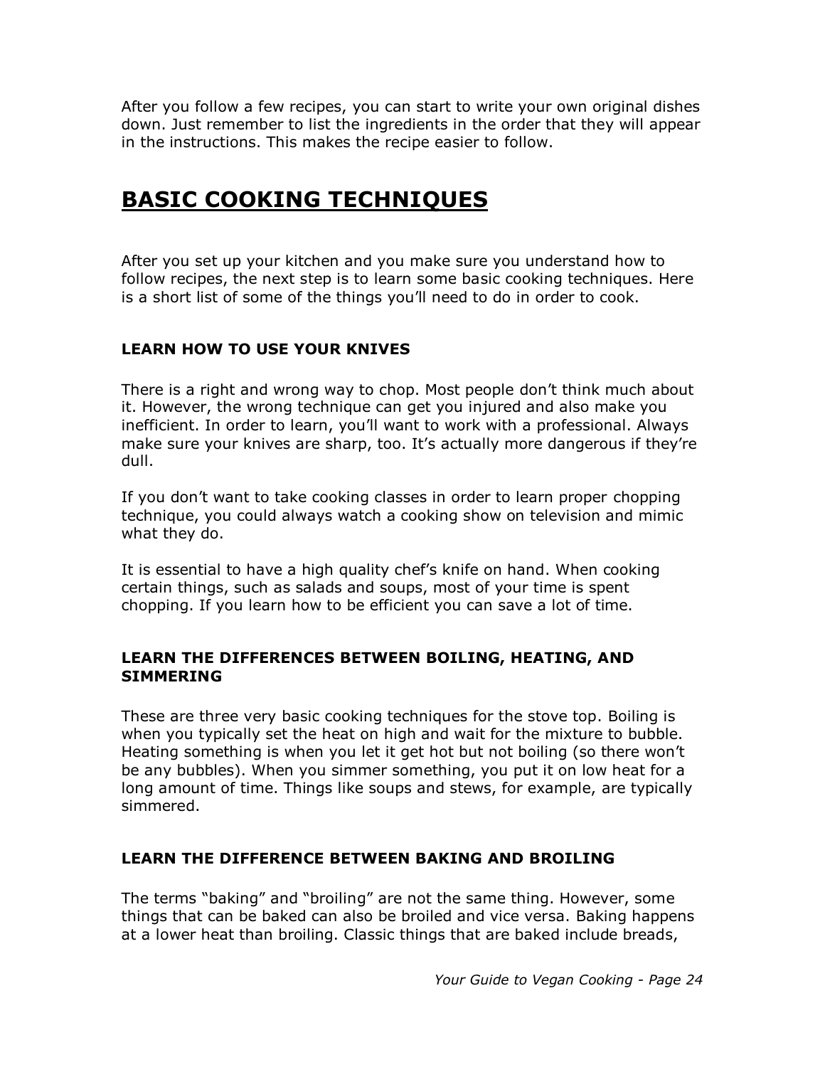After you follow a few recipes, you can start to write your own original dishes down. Just remember to list the ingredients in the order that they will appear in the instructions. This makes the recipe easier to follow.

# BASIC COOKING TECHNIQUES

After you set up your kitchen and you make sure you understand how to follow recipes, the next step is to learn some basic cooking techniques. Here is a short list of some of the things you'll need to do in order to cook.

### LEARN HOW TO USE YOUR KNIVES

There is a right and wrong way to chop. Most people don't think much about it. However, the wrong technique can get you injured and also make you inefficient. In order to learn, you'll want to work with a professional. Always make sure your knives are sharp, too. It's actually more dangerous if they're dull.

If you don't want to take cooking classes in order to learn proper chopping technique, you could always watch a cooking show on television and mimic what they do.

It is essential to have a high quality chef's knife on hand. When cooking certain things, such as salads and soups, most of your time is spent chopping. If you learn how to be efficient you can save a lot of time.

### LEARN THE DIFFERENCES BETWEEN BOILING, HEATING, AND SIMMERING

These are three very basic cooking techniques for the stove top. Boiling is when you typically set the heat on high and wait for the mixture to bubble. Heating something is when you let it get hot but not boiling (so there won't be any bubbles). When you simmer something, you put it on low heat for a long amount of time. Things like soups and stews, for example, are typically simmered.

### LEARN THE DIFFERENCE BETWEEN BAKING AND BROILING

The terms "baking" and "broiling" are not the same thing. However, some things that can be baked can also be broiled and vice versa. Baking happens at a lower heat than broiling. Classic things that are baked include breads,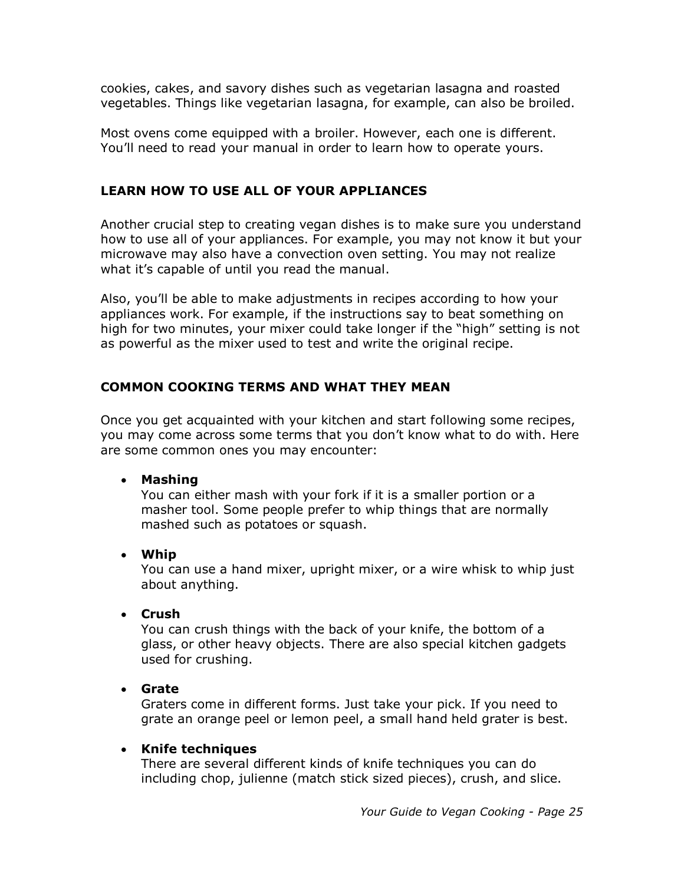cookies, cakes, and savory dishes such as vegetarian lasagna and roasted vegetables. Things like vegetarian lasagna, for example, can also be broiled.

Most ovens come equipped with a broiler. However, each one is different. You'll need to read your manual in order to learn how to operate yours.

## LEARN HOW TO USE ALL OF YOUR APPLIANCES

Another crucial step to creating vegan dishes is to make sure you understand how to use all of your appliances. For example, you may not know it but your microwave may also have a convection oven setting. You may not realize what it's capable of until you read the manual.

Also, you'll be able to make adjustments in recipes according to how your appliances work. For example, if the instructions say to beat something on high for two minutes, your mixer could take longer if the "high" setting is not as powerful as the mixer used to test and write the original recipe.

## COMMON COOKING TERMS AND WHAT THEY MEAN

Once you get acquainted with your kitchen and start following some recipes, you may come across some terms that you don't know what to do with. Here are some common ones you may encounter:

- **Mashing**
  You can either mash with your fork if it is a smaller portion or a masher tool. Some people prefer to whip things that are normally mashed such as potatoes or squash.

- **Whip**
  You can use a hand mixer, upright mixer, or a wire whisk to whip just about anything.

- **Crush**
  You can crush things with the back of your knife, the bottom of a glass, or other heavy objects. There are also special kitchen gadgets used for crushing.

- **Grate**
  Graters come in different forms. Just take your pick. If you need to grate an orange peel or lemon peel, a small hand held grater is best.

- **Knife techniques**
  There are several different kinds of knife techniques you can do including chop, julienne (match stick sized pieces), crush, and slice.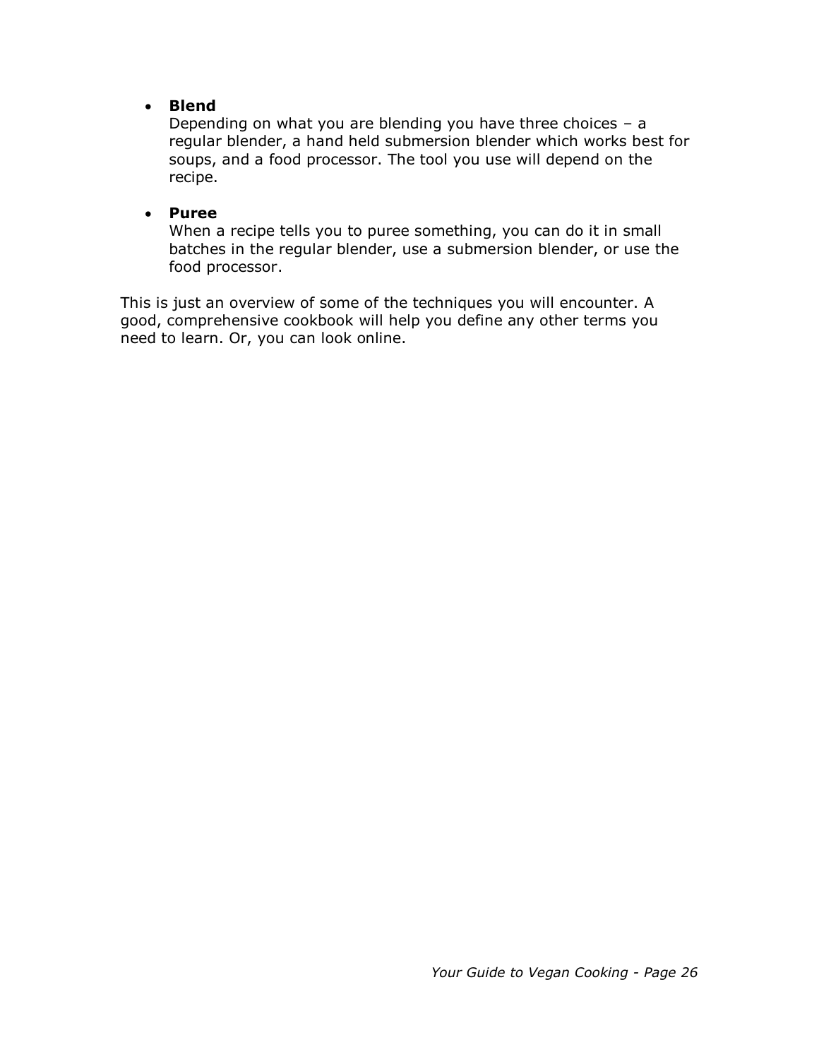- **Blend**
  Depending on what you are blending you have three choices – a regular blender, a hand held submersion blender which works best for soups, and a food processor. The tool you use will depend on the recipe.

- **Puree**
  When a recipe tells you to puree something, you can do it in small batches in the regular blender, use a submersion blender, or use the food processor.

This is just an overview of some of the techniques you will encounter. A good, comprehensive cookbook will help you define any other terms you need to learn. Or, you can look online.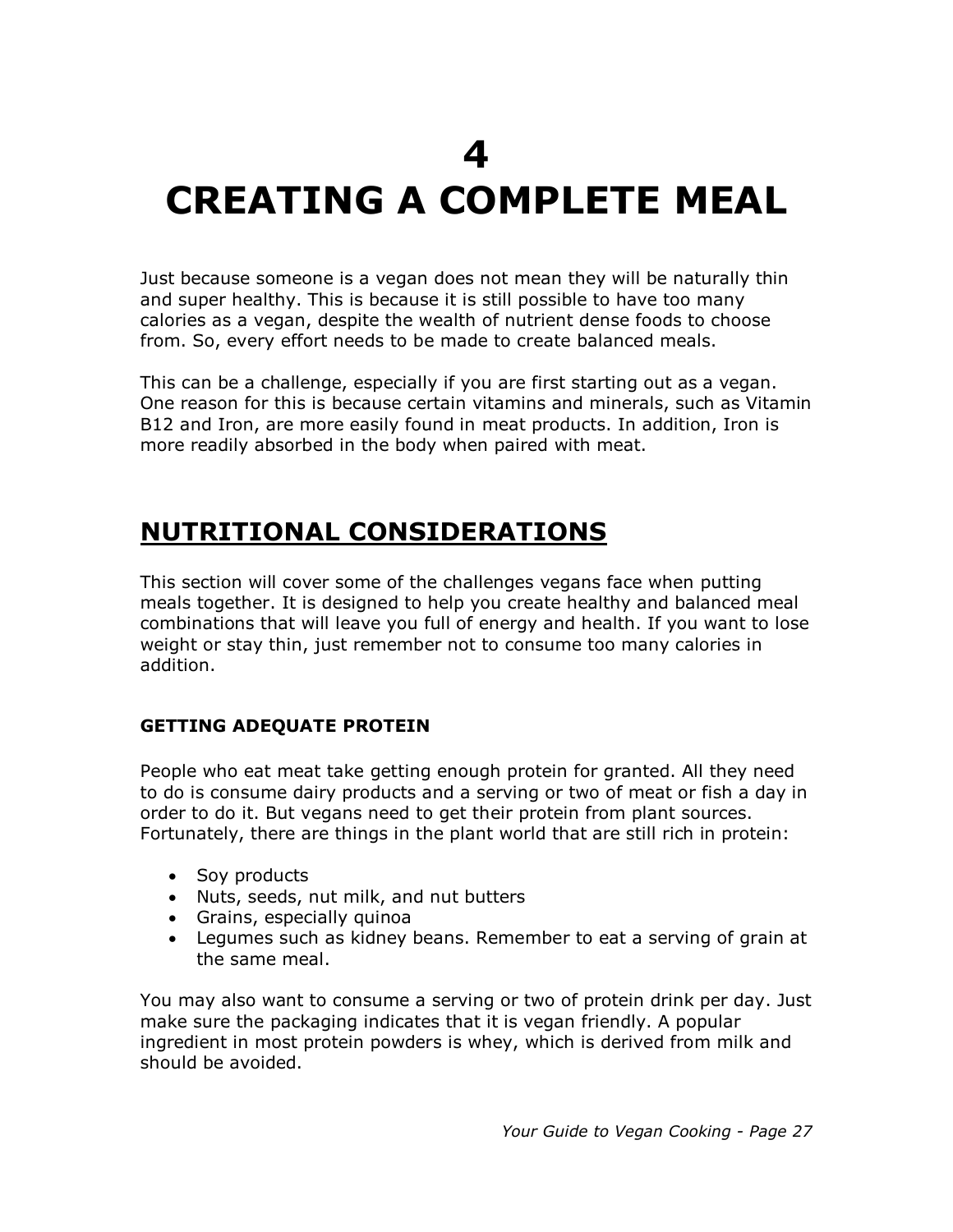# 4
# CREATING A COMPLETE MEAL

Just because someone is a vegan does not mean they will be naturally thin and super healthy. This is because it is still possible to have too many calories as a vegan, despite the wealth of nutrient dense foods to choose from. So, every effort needs to be made to create balanced meals.

This can be a challenge, especially if you are first starting out as a vegan. One reason for this is because certain vitamins and minerals, such as Vitamin B12 and Iron, are more easily found in meat products. In addition, Iron is more readily absorbed in the body when paired with meat.

## NUTRITIONAL CONSIDERATIONS

This section will cover some of the challenges vegans face when putting meals together. It is designed to help you create healthy and balanced meal combinations that will leave you full of energy and health. If you want to lose weight or stay thin, just remember not to consume too many calories in addition.

### GETTING ADEQUATE PROTEIN

People who eat meat take getting enough protein for granted. All they need to do is consume dairy products and a serving or two of meat or fish a day in order to do it. But vegans need to get their protein from plant sources. Fortunately, there are things in the plant world that are still rich in protein:

- Soy products
- Nuts, seeds, nut milk, and nut butters
- Grains, especially quinoa
- Legumes such as kidney beans. Remember to eat a serving of grain at the same meal.

You may also want to consume a serving or two of protein drink per day. Just make sure the packaging indicates that it is vegan friendly. A popular ingredient in most protein powders is whey, which is derived from milk and should be avoided.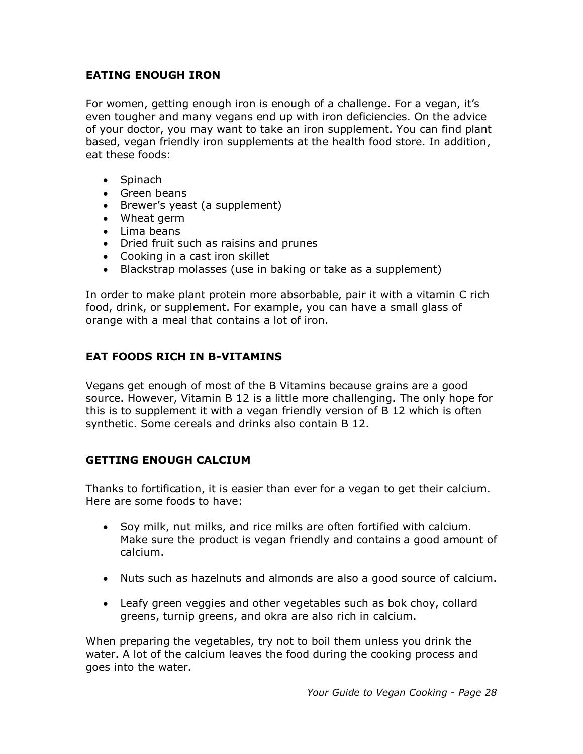## EATING ENOUGH IRON

For women, getting enough iron is enough of a challenge. For a vegan, it's even tougher and many vegans end up with iron deficiencies. On the advice of your doctor, you may want to take an iron supplement. You can find plant based, vegan friendly iron supplements at the health food store. In addition, eat these foods:

- Spinach
- Green beans
- Brewer's yeast (a supplement)
- Wheat germ
- Lima beans
- Dried fruit such as raisins and prunes
- Cooking in a cast iron skillet
- Blackstrap molasses (use in baking or take as a supplement)

In order to make plant protein more absorbable, pair it with a vitamin C rich food, drink, or supplement. For example, you can have a small glass of orange with a meal that contains a lot of iron.

## EAT FOODS RICH IN B-VITAMINS

Vegans get enough of most of the B Vitamins because grains are a good source. However, Vitamin B 12 is a little more challenging. The only hope for this is to supplement it with a vegan friendly version of B 12 which is often synthetic. Some cereals and drinks also contain B 12.

## GETTING ENOUGH CALCIUM

Thanks to fortification, it is easier than ever for a vegan to get their calcium. Here are some foods to have:

- Soy milk, nut milks, and rice milks are often fortified with calcium. Make sure the product is vegan friendly and contains a good amount of calcium.

- Nuts such as hazelnuts and almonds are also a good source of calcium.

- Leafy green veggies and other vegetables such as bok choy, collard greens, turnip greens, and okra are also rich in calcium.

When preparing the vegetables, try not to boil them unless you drink the water. A lot of the calcium leaves the food during the cooking process and goes into the water.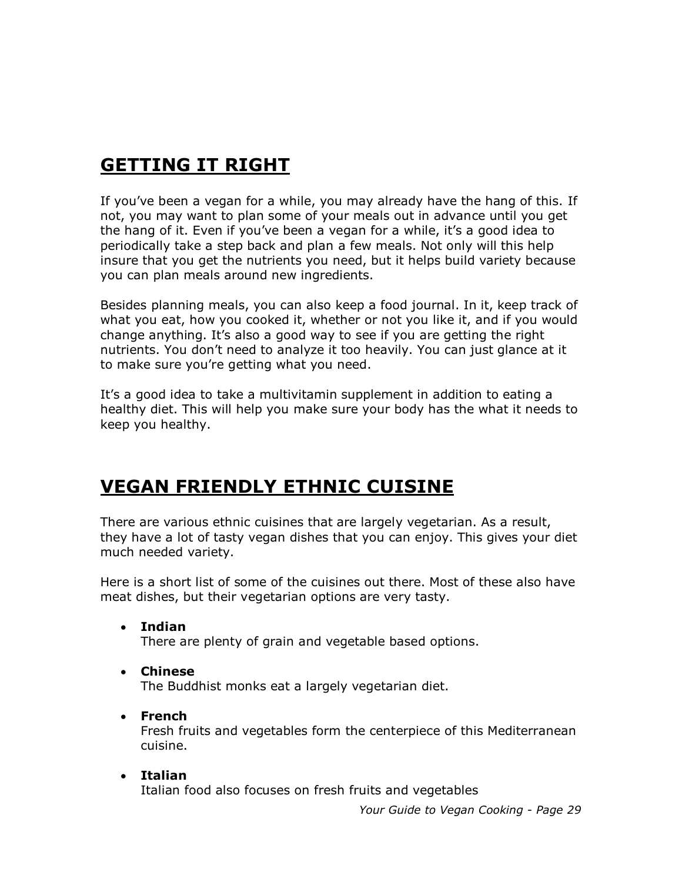## GETTING IT RIGHT

If you've been a vegan for a while, you may already have the hang of this. If not, you may want to plan some of your meals out in advance until you get the hang of it. Even if you've been a vegan for a while, it's a good idea to periodically take a step back and plan a few meals. Not only will this help insure that you get the nutrients you need, but it helps build variety because you can plan meals around new ingredients.

Besides planning meals, you can also keep a food journal. In it, keep track of what you eat, how you cooked it, whether or not you like it, and if you would change anything. It's also a good way to see if you are getting the right nutrients. You don't need to analyze it too heavily. You can just glance at it to make sure you're getting what you need.

It's a good idea to take a multivitamin supplement in addition to eating a healthy diet. This will help you make sure your body has the what it needs to keep you healthy.

## VEGAN FRIENDLY ETHNIC CUISINE

There are various ethnic cuisines that are largely vegetarian. As a result, they have a lot of tasty vegan dishes that you can enjoy. This gives your diet much needed variety.

Here is a short list of some of the cuisines out there. Most of these also have meat dishes, but their vegetarian options are very tasty.

- **Indian**
  There are plenty of grain and vegetable based options.

- **Chinese**
  The Buddhist monks eat a largely vegetarian diet.

- **French**
  Fresh fruits and vegetables form the centerpiece of this Mediterranean cuisine.

- **Italian**
  Italian food also focuses on fresh fruits and vegetables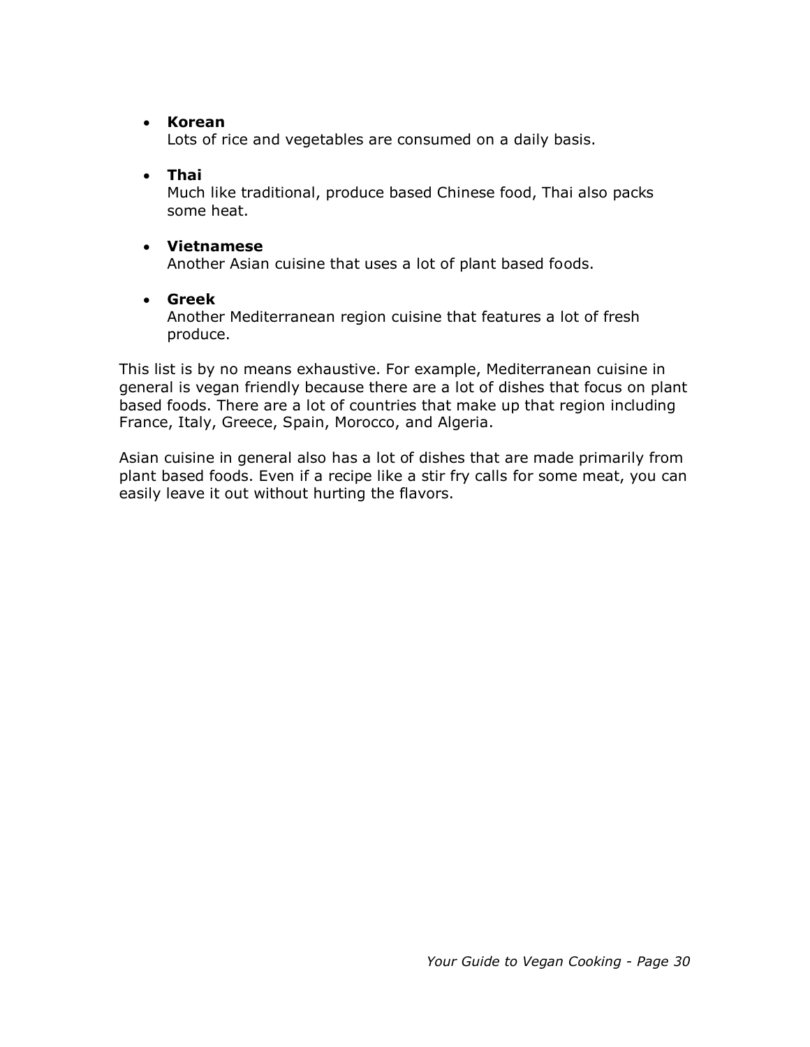- **Korean**
  Lots of rice and vegetables are consumed on a daily basis.

- **Thai**
  Much like traditional, produce based Chinese food, Thai also packs some heat.

- **Vietnamese**
  Another Asian cuisine that uses a lot of plant based foods.

- **Greek**
  Another Mediterranean region cuisine that features a lot of fresh produce.

This list is by no means exhaustive. For example, Mediterranean cuisine in general is vegan friendly because there are a lot of dishes that focus on plant based foods. There are a lot of countries that make up that region including France, Italy, Greece, Spain, Morocco, and Algeria.

Asian cuisine in general also has a lot of dishes that are made primarily from plant based foods. Even if a recipe like a stir fry calls for some meat, you can easily leave it out without hurting the flavors.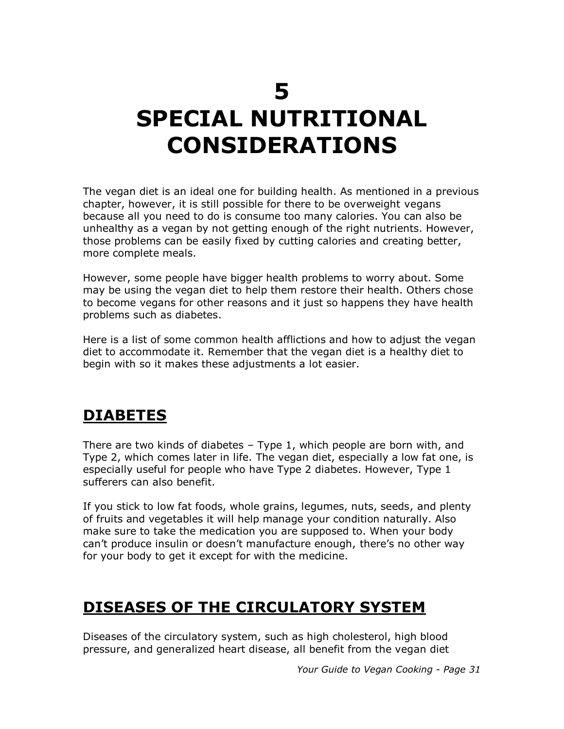# 5
# SPECIAL NUTRITIONAL CONSIDERATIONS

The vegan diet is an ideal one for building health. As mentioned in a previous chapter, however, it is still possible for there to be overweight vegans because all you need to do is consume too many calories. You can also be unhealthy as a vegan by not getting enough of the right nutrients. However, those problems can be easily fixed by cutting calories and creating better, more complete meals.

However, some people have bigger health problems to worry about. Some may be using the vegan diet to help them restore their health. Others chose to become vegans for other reasons and it just so happens they have health problems such as diabetes.

Here is a list of some common health afflictions and how to adjust the vegan diet to accommodate it. Remember that the vegan diet is a healthy diet to begin with so it makes these adjustments a lot easier.

## DIABETES

There are two kinds of diabetes – Type 1, which people are born with, and Type 2, which comes later in life. The vegan diet, especially a low fat one, is especially useful for people who have Type 2 diabetes. However, Type 1 sufferers can also benefit.

If you stick to low fat foods, whole grains, legumes, nuts, seeds, and plenty of fruits and vegetables it will help manage your condition naturally. Also make sure to take the medication you are supposed to. When your body can't produce insulin or doesn't manufacture enough, there's no other way for your body to get it except for with the medicine.

## DISEASES OF THE CIRCULATORY SYSTEM

Diseases of the circulatory system, such as high cholesterol, high blood pressure, and generalized heart disease, all benefit from the vegan diet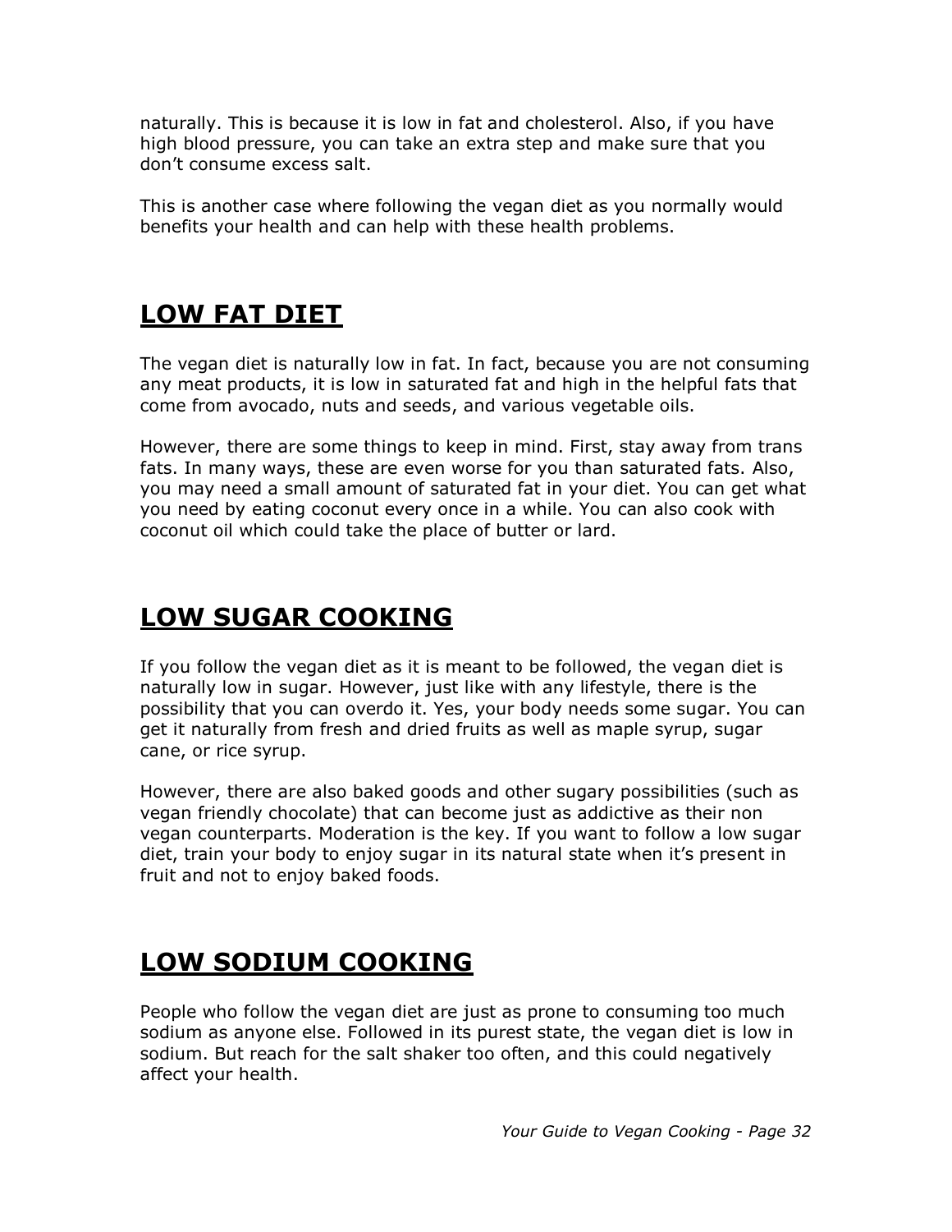naturally. This is because it is low in fat and cholesterol. Also, if you have high blood pressure, you can take an extra step and make sure that you don't consume excess salt.

This is another case where following the vegan diet as you normally would benefits your health and can help with these health problems.

## LOW FAT DIET

The vegan diet is naturally low in fat. In fact, because you are not consuming any meat products, it is low in saturated fat and high in the helpful fats that come from avocado, nuts and seeds, and various vegetable oils.

However, there are some things to keep in mind. First, stay away from trans fats. In many ways, these are even worse for you than saturated fats. Also, you may need a small amount of saturated fat in your diet. You can get what you need by eating coconut every once in a while. You can also cook with coconut oil which could take the place of butter or lard.

## LOW SUGAR COOKING

If you follow the vegan diet as it is meant to be followed, the vegan diet is naturally low in sugar. However, just like with any lifestyle, there is the possibility that you can overdo it. Yes, your body needs some sugar. You can get it naturally from fresh and dried fruits as well as maple syrup, sugar cane, or rice syrup.

However, there are also baked goods and other sugary possibilities (such as vegan friendly chocolate) that can become just as addictive as their non vegan counterparts. Moderation is the key. If you want to follow a low sugar diet, train your body to enjoy sugar in its natural state when it's present in fruit and not to enjoy baked foods.

## LOW SODIUM COOKING

People who follow the vegan diet are just as prone to consuming too much sodium as anyone else. Followed in its purest state, the vegan diet is low in sodium. But reach for the salt shaker too often, and this could negatively affect your health.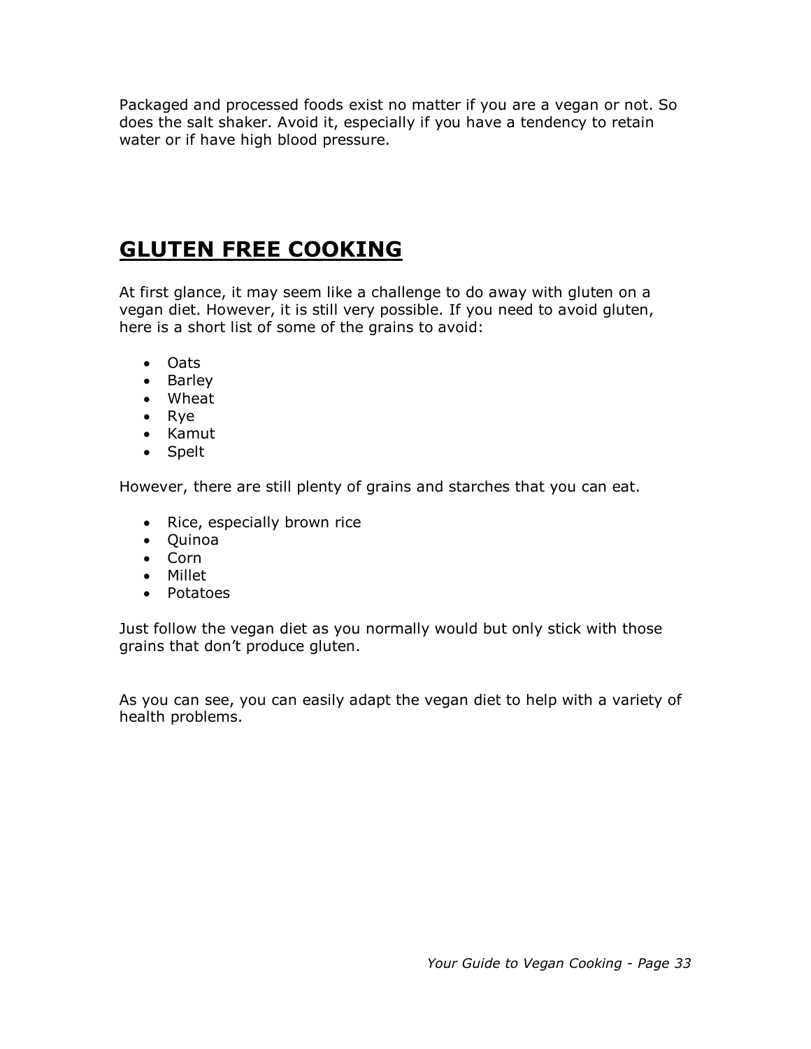Packaged and processed foods exist no matter if you are a vegan or not. So does the salt shaker. Avoid it, especially if you have a tendency to retain water or if have high blood pressure.

## GLUTEN FREE COOKING

At first glance, it may seem like a challenge to do away with gluten on a vegan diet. However, it is still very possible. If you need to avoid gluten, here is a short list of some of the grains to avoid:

- Oats
- Barley
- Wheat
- Rye
- Kamut
- Spelt

However, there are still plenty of grains and starches that you can eat.

- Rice, especially brown rice
- Quinoa
- Corn
- Millet
- Potatoes

Just follow the vegan diet as you normally would but only stick with those grains that don't produce gluten.

As you can see, you can easily adapt the vegan diet to help with a variety of health problems.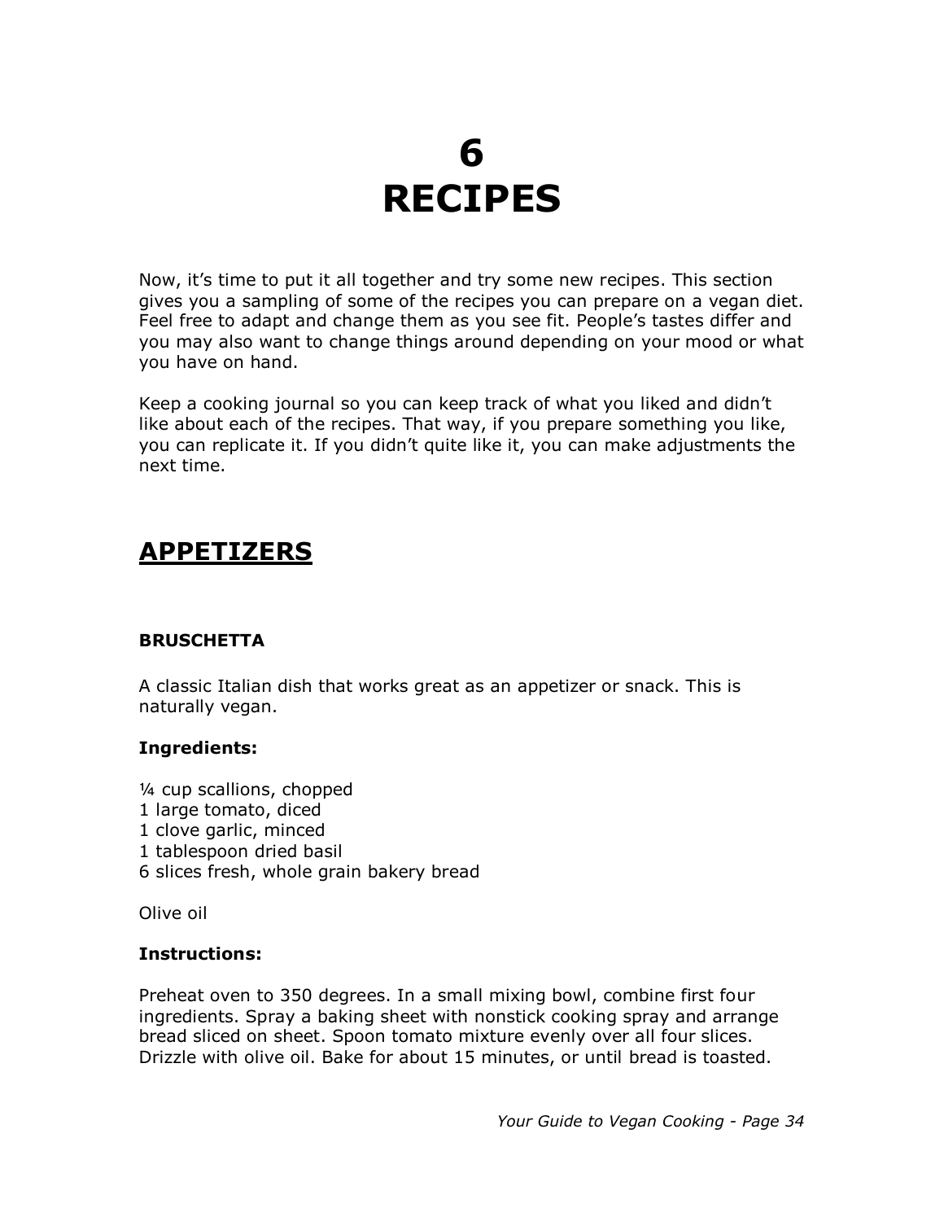# 6
# RECIPES

Now, it's time to put it all together and try some new recipes. This section gives you a sampling of some of the recipes you can prepare on a vegan diet. Feel free to adapt and change them as you see fit. People's tastes differ and you may also want to change things around depending on your mood or what you have on hand.

Keep a cooking journal so you can keep track of what you liked and didn't like about each of the recipes. That way, if you prepare something you like, you can replicate it. If you didn't quite like it, you can make adjustments the next time.

## APPETIZERS

### BRUSCHETTA

A classic Italian dish that works great as an appetizer or snack. This is naturally vegan.

**Ingredients:**

¼ cup scallions, chopped
1 large tomato, diced
1 clove garlic, minced
1 tablespoon dried basil
6 slices fresh, whole grain bakery bread

Olive oil

**Instructions:**

Preheat oven to 350 degrees. In a small mixing bowl, combine first four ingredients. Spray a baking sheet with nonstick cooking spray and arrange bread sliced on sheet. Spoon tomato mixture evenly over all four slices. Drizzle with olive oil. Bake for about 15 minutes, or until bread is toasted.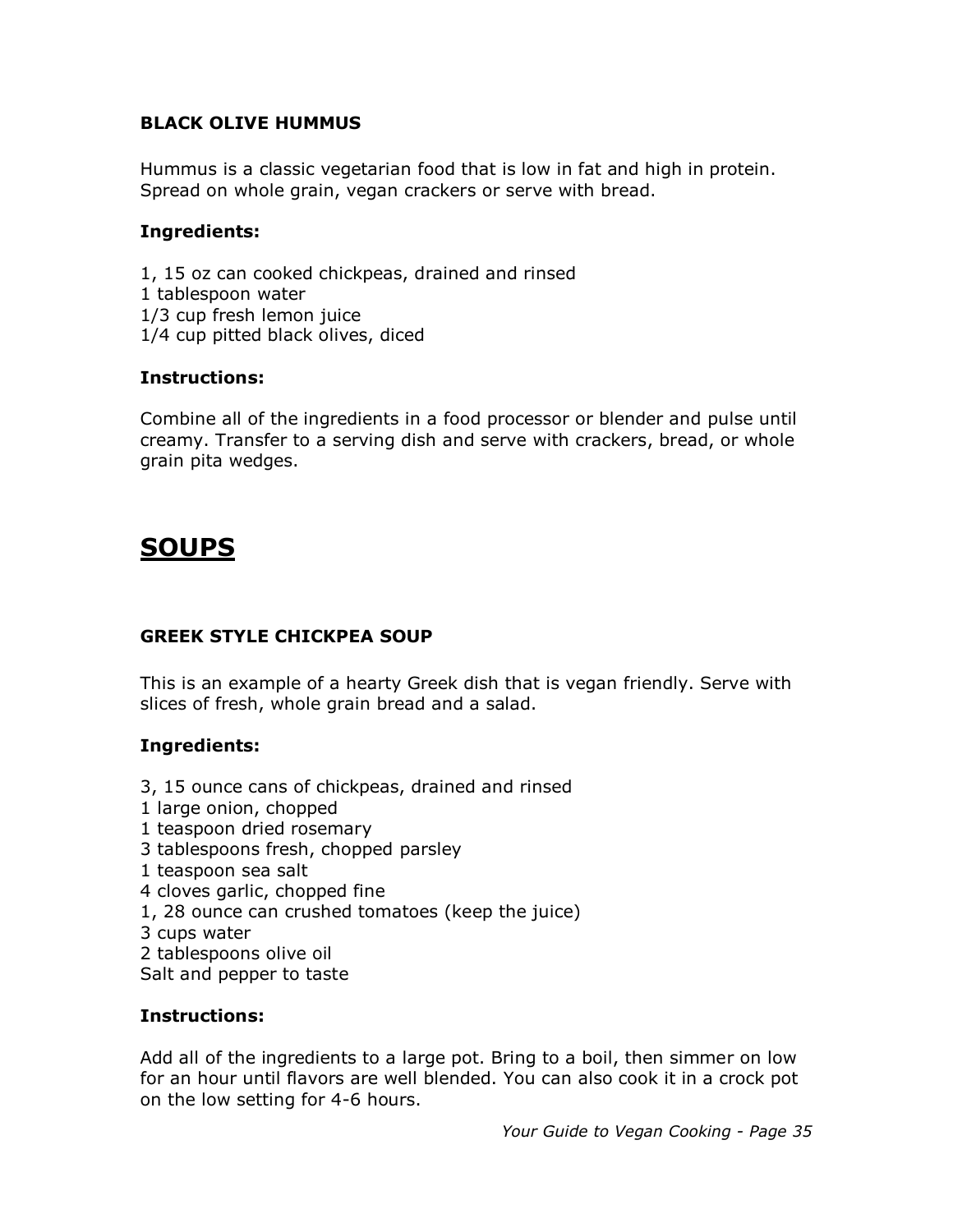### BLACK OLIVE HUMMUS

Hummus is a classic vegetarian food that is low in fat and high in protein. Spread on whole grain, vegan crackers or serve with bread.

**Ingredients:**

1, 15 oz can cooked chickpeas, drained and rinsed
1 tablespoon water
1/3 cup fresh lemon juice
1/4 cup pitted black olives, diced

**Instructions:**

Combine all of the ingredients in a food processor or blender and pulse until creamy. Transfer to a serving dish and serve with crackers, bread, or whole grain pita wedges.

## SOUPS

### GREEK STYLE CHICKPEA SOUP

This is an example of a hearty Greek dish that is vegan friendly. Serve with slices of fresh, whole grain bread and a salad.

**Ingredients:**

3, 15 ounce cans of chickpeas, drained and rinsed
1 large onion, chopped
1 teaspoon dried rosemary
3 tablespoons fresh, chopped parsley
1 teaspoon sea salt
4 cloves garlic, chopped fine
1, 28 ounce can crushed tomatoes (keep the juice)
3 cups water
2 tablespoons olive oil
Salt and pepper to taste

**Instructions:**

Add all of the ingredients to a large pot. Bring to a boil, then simmer on low for an hour until flavors are well blended. You can also cook it in a crock pot on the low setting for 4-6 hours.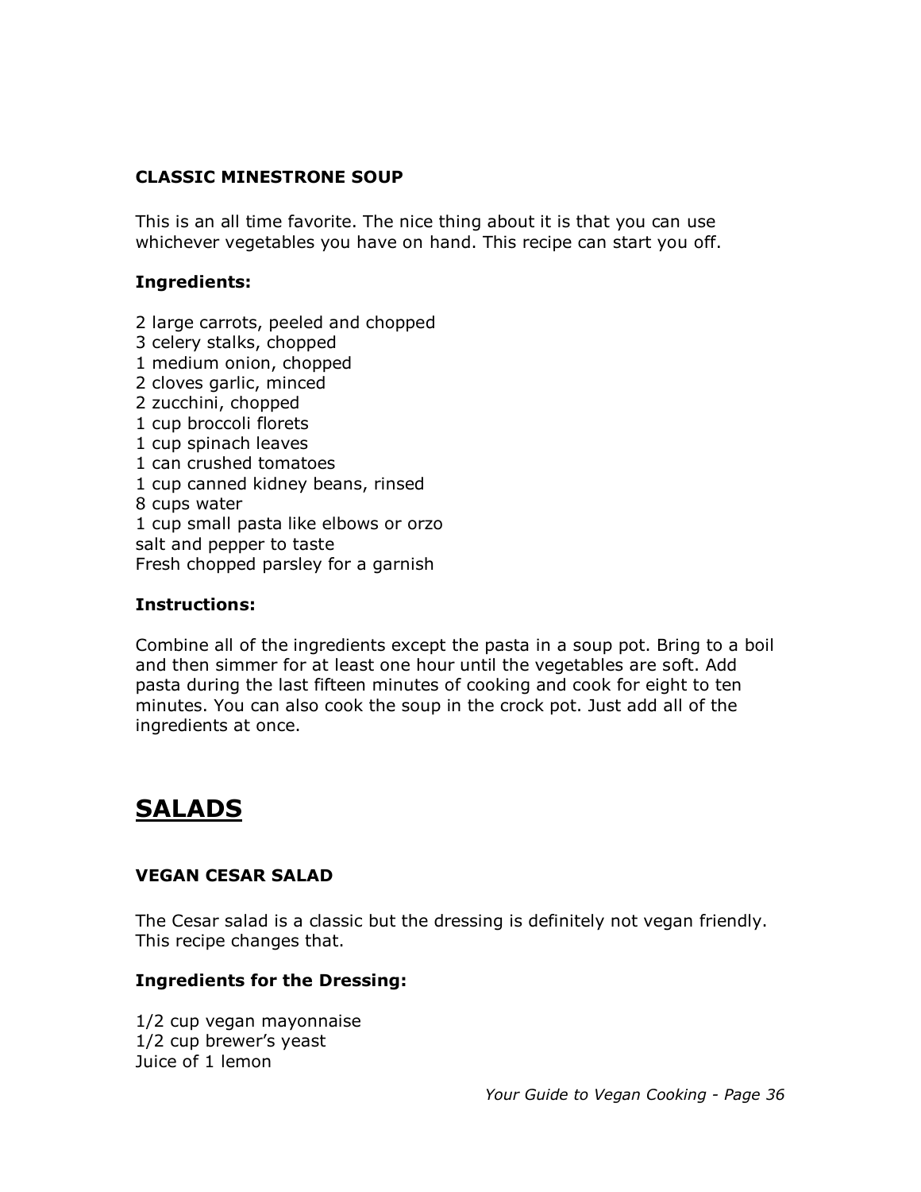### CLASSIC MINESTRONE SOUP

This is an all time favorite. The nice thing about it is that you can use whichever vegetables you have on hand. This recipe can start you off.

**Ingredients:**

2 large carrots, peeled and chopped
3 celery stalks, chopped
1 medium onion, chopped
2 cloves garlic, minced
2 zucchini, chopped
1 cup broccoli florets
1 cup spinach leaves
1 can crushed tomatoes
1 cup canned kidney beans, rinsed
8 cups water
1 cup small pasta like elbows or orzo
salt and pepper to taste
Fresh chopped parsley for a garnish

**Instructions:**

Combine all of the ingredients except the pasta in a soup pot. Bring to a boil and then simmer for at least one hour until the vegetables are soft. Add pasta during the last fifteen minutes of cooking and cook for eight to ten minutes. You can also cook the soup in the crock pot. Just add all of the ingredients at once.

## SALADS

### VEGAN CESAR SALAD

The Cesar salad is a classic but the dressing is definitely not vegan friendly. This recipe changes that.

**Ingredients for the Dressing:**

1/2 cup vegan mayonnaise
1/2 cup brewer's yeast
Juice of 1 lemon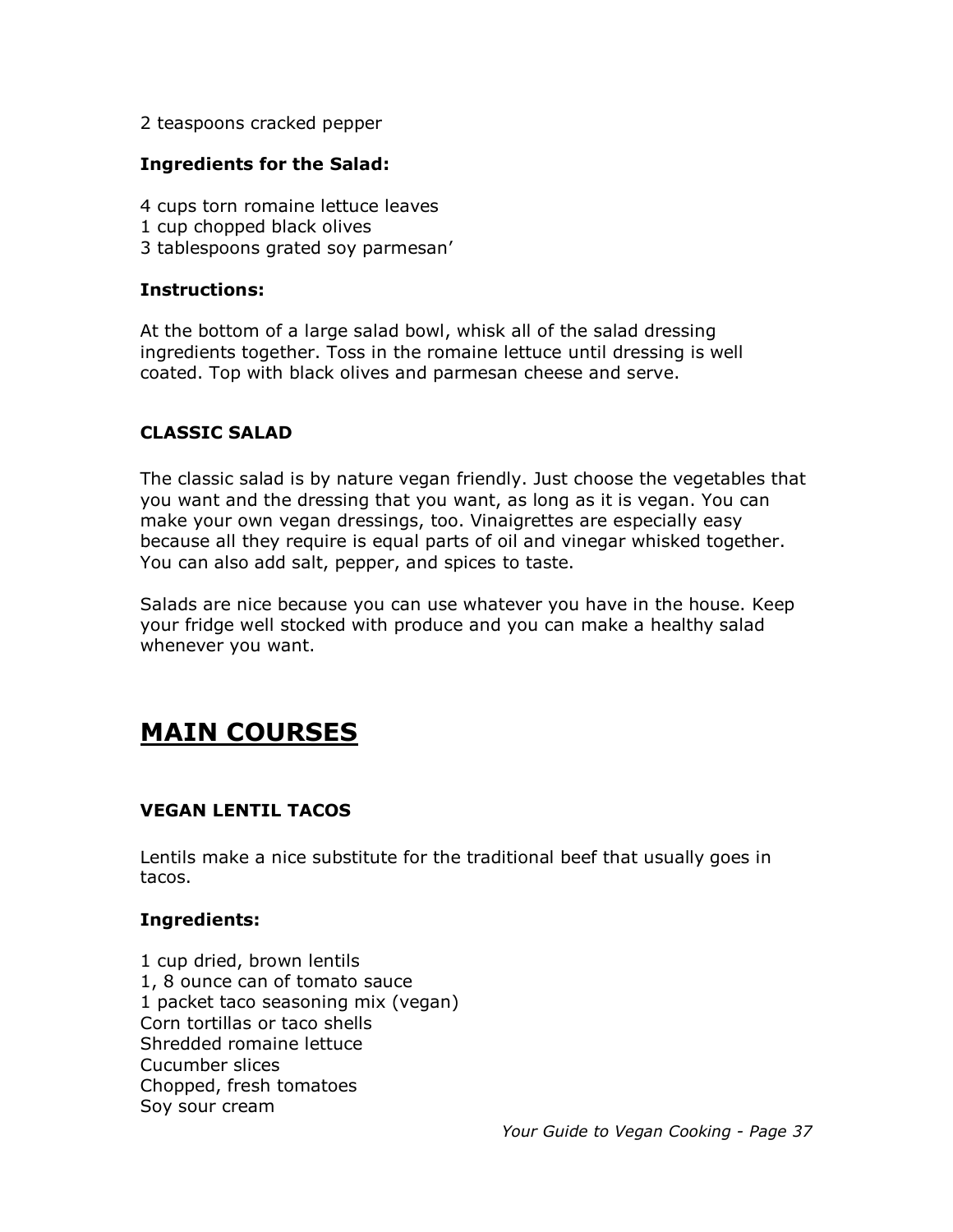2 teaspoons cracked pepper

**Ingredients for the Salad:**

4 cups torn romaine lettuce leaves
1 cup chopped black olives
3 tablespoons grated soy parmesan'

**Instructions:**

At the bottom of a large salad bowl, whisk all of the salad dressing ingredients together. Toss in the romaine lettuce until dressing is well coated. Top with black olives and parmesan cheese and serve.

### CLASSIC SALAD

The classic salad is by nature vegan friendly. Just choose the vegetables that you want and the dressing that you want, as long as it is vegan. You can make your own vegan dressings, too. Vinaigrettes are especially easy because all they require is equal parts of oil and vinegar whisked together. You can also add salt, pepper, and spices to taste.

Salads are nice because you can use whatever you have in the house. Keep your fridge well stocked with produce and you can make a healthy salad whenever you want.

## MAIN COURSES

### VEGAN LENTIL TACOS

Lentils make a nice substitute for the traditional beef that usually goes in tacos.

**Ingredients:**

1 cup dried, brown lentils
1, 8 ounce can of tomato sauce
1 packet taco seasoning mix (vegan)
Corn tortillas or taco shells
Shredded romaine lettuce
Cucumber slices
Chopped, fresh tomatoes
Soy sour cream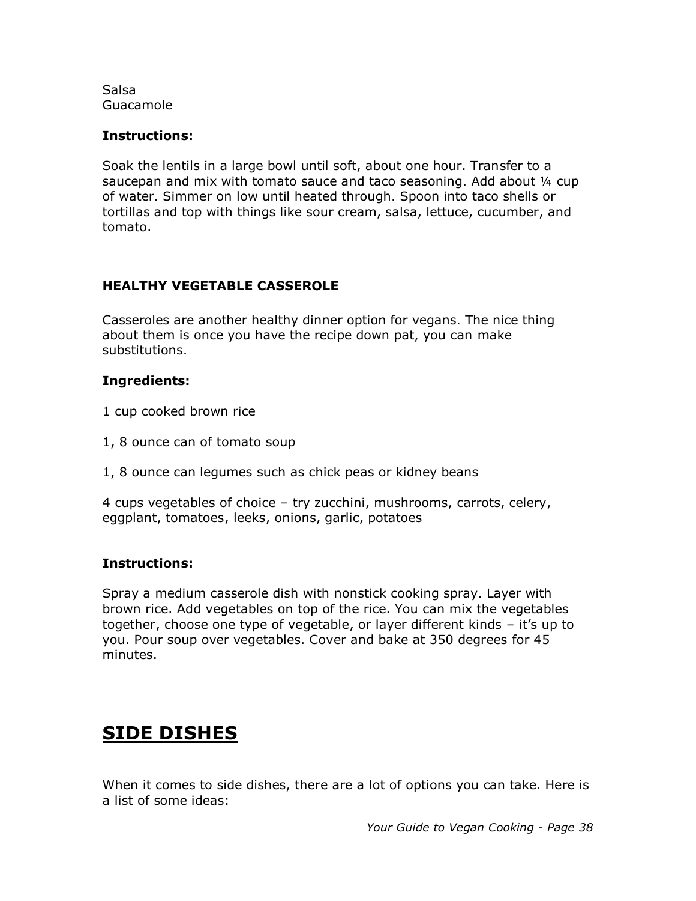Salsa
Guacamole

**Instructions:**

Soak the lentils in a large bowl until soft, about one hour. Transfer to a saucepan and mix with tomato sauce and taco seasoning. Add about ¼ cup of water. Simmer on low until heated through. Spoon into taco shells or tortillas and top with things like sour cream, salsa, lettuce, cucumber, and tomato.

### HEALTHY VEGETABLE CASSEROLE

Casseroles are another healthy dinner option for vegans. The nice thing about them is once you have the recipe down pat, you can make substitutions.

**Ingredients:**

1 cup cooked brown rice

1, 8 ounce can of tomato soup

1, 8 ounce can legumes such as chick peas or kidney beans

4 cups vegetables of choice – try zucchini, mushrooms, carrots, celery, eggplant, tomatoes, leeks, onions, garlic, potatoes

**Instructions:**

Spray a medium casserole dish with nonstick cooking spray. Layer with brown rice. Add vegetables on top of the rice. You can mix the vegetables together, choose one type of vegetable, or layer different kinds – it's up to you. Pour soup over vegetables. Cover and bake at 350 degrees for 45 minutes.

## SIDE DISHES

When it comes to side dishes, there are a lot of options you can take. Here is a list of some ideas: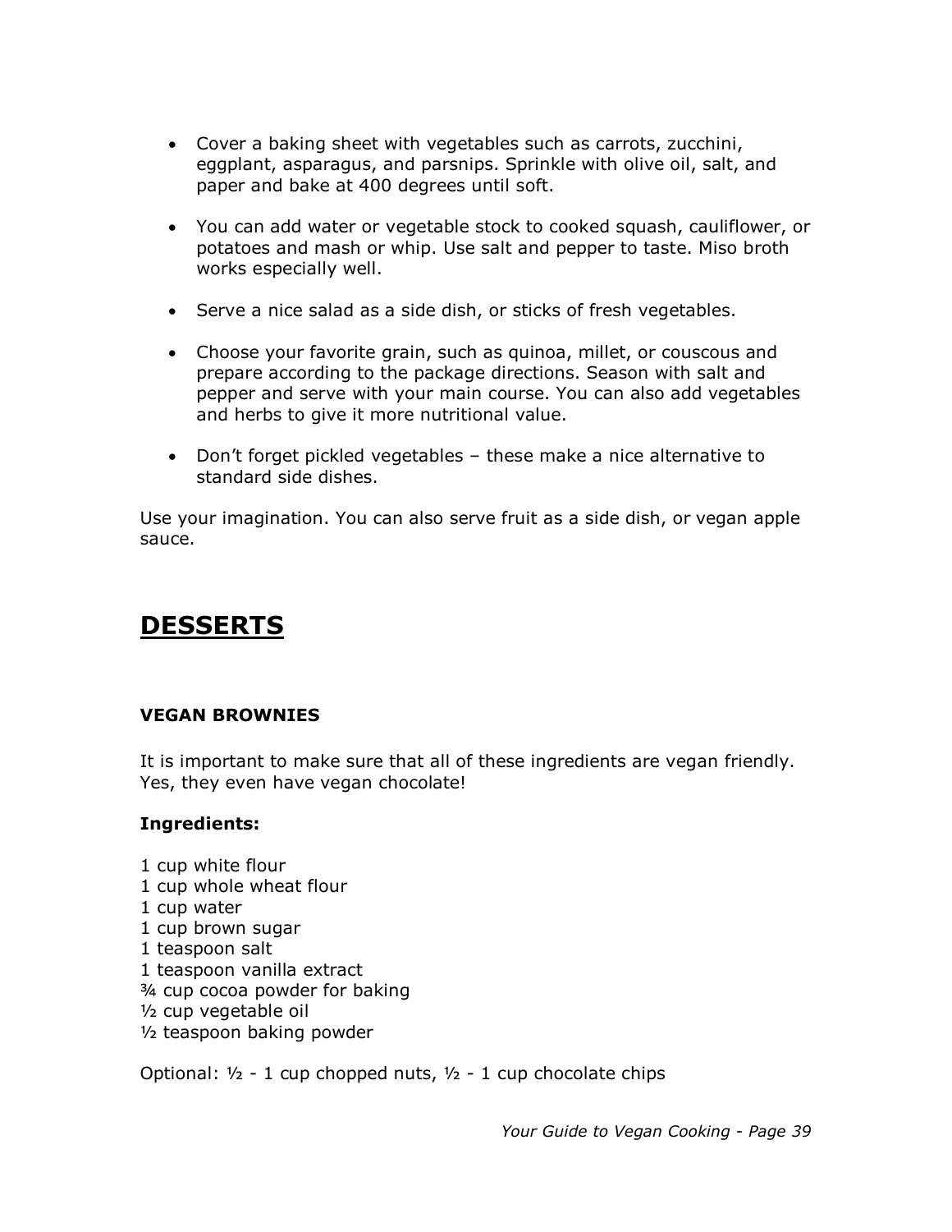- Cover a baking sheet with vegetables such as carrots, zucchini, eggplant, asparagus, and parsnips. Sprinkle with olive oil, salt, and paper and bake at 400 degrees until soft.

- You can add water or vegetable stock to cooked squash, cauliflower, or potatoes and mash or whip. Use salt and pepper to taste. Miso broth works especially well.

- Serve a nice salad as a side dish, or sticks of fresh vegetables.

- Choose your favorite grain, such as quinoa, millet, or couscous and prepare according to the package directions. Season with salt and pepper and serve with your main course. You can also add vegetables and herbs to give it more nutritional value.

- Don't forget pickled vegetables – these make a nice alternative to standard side dishes.

Use your imagination. You can also serve fruit as a side dish, or vegan apple sauce.

## DESSERTS

### VEGAN BROWNIES

It is important to make sure that all of these ingredients are vegan friendly. Yes, they even have vegan chocolate!

**Ingredients:**

1 cup white flour
1 cup whole wheat flour
1 cup water
1 cup brown sugar
1 teaspoon salt
1 teaspoon vanilla extract
¾ cup cocoa powder for baking
½ cup vegetable oil
½ teaspoon baking powder

Optional: ½ - 1 cup chopped nuts, ½ - 1 cup chocolate chips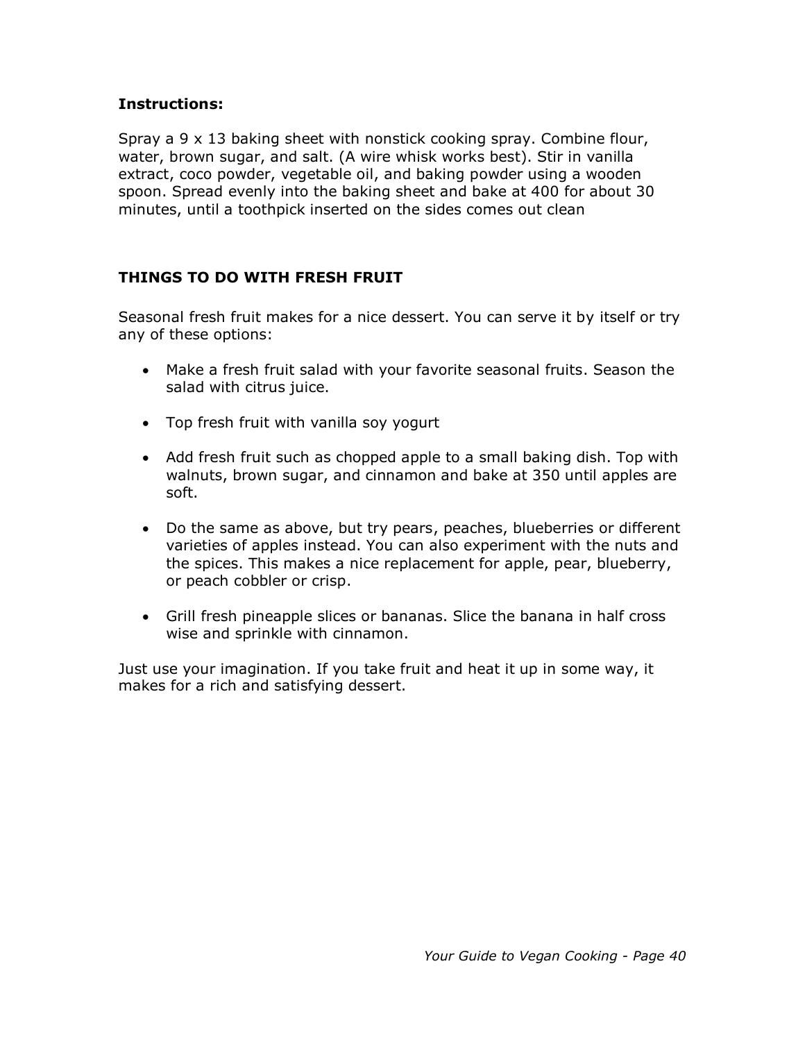**Instructions:**

Spray a 9 x 13 baking sheet with nonstick cooking spray. Combine flour, water, brown sugar, and salt. (A wire whisk works best). Stir in vanilla extract, coco powder, vegetable oil, and baking powder using a wooden spoon. Spread evenly into the baking sheet and bake at 400 for about 30 minutes, until a toothpick inserted on the sides comes out clean

### THINGS TO DO WITH FRESH FRUIT

Seasonal fresh fruit makes for a nice dessert. You can serve it by itself or try any of these options:

- Make a fresh fruit salad with your favorite seasonal fruits. Season the salad with citrus juice.
- Top fresh fruit with vanilla soy yogurt
- Add fresh fruit such as chopped apple to a small baking dish. Top with walnuts, brown sugar, and cinnamon and bake at 350 until apples are soft.
- Do the same as above, but try pears, peaches, blueberries or different varieties of apples instead. You can also experiment with the nuts and the spices. This makes a nice replacement for apple, pear, blueberry, or peach cobbler or crisp.
- Grill fresh pineapple slices or bananas. Slice the banana in half cross wise and sprinkle with cinnamon.

Just use your imagination. If you take fruit and heat it up in some way, it makes for a rich and satisfying dessert.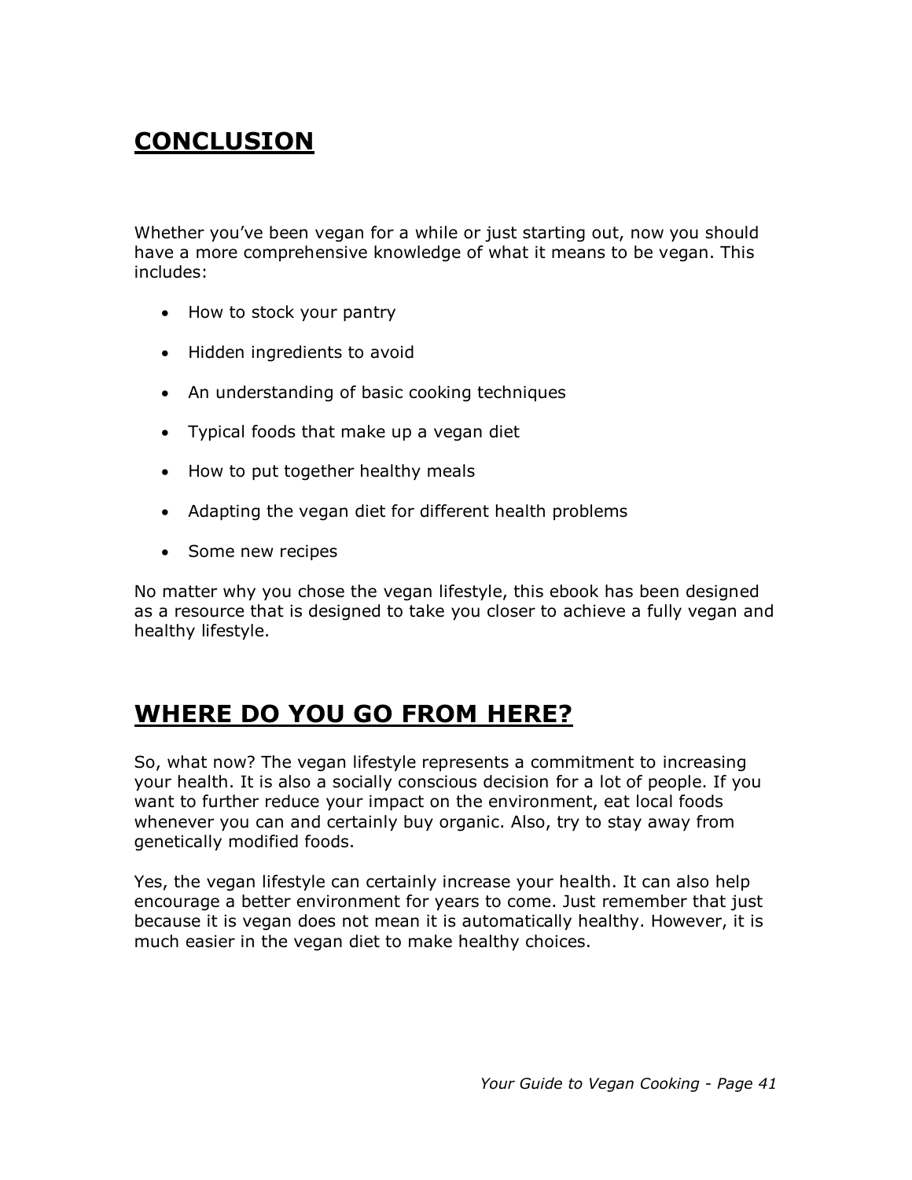# CONCLUSION

Whether you've been vegan for a while or just starting out, now you should have a more comprehensive knowledge of what it means to be vegan. This includes:

- How to stock your pantry
- Hidden ingredients to avoid
- An understanding of basic cooking techniques
- Typical foods that make up a vegan diet
- How to put together healthy meals
- Adapting the vegan diet for different health problems
- Some new recipes

No matter why you chose the vegan lifestyle, this ebook has been designed as a resource that is designed to take you closer to achieve a fully vegan and healthy lifestyle.

# WHERE DO YOU GO FROM HERE?

So, what now? The vegan lifestyle represents a commitment to increasing your health. It is also a socially conscious decision for a lot of people. If you want to further reduce your impact on the environment, eat local foods whenever you can and certainly buy organic. Also, try to stay away from genetically modified foods.

Yes, the vegan lifestyle can certainly increase your health. It can also help encourage a better environment for years to come. Just remember that just because it is vegan does not mean it is automatically healthy. However, it is much easier in the vegan diet to make healthy choices.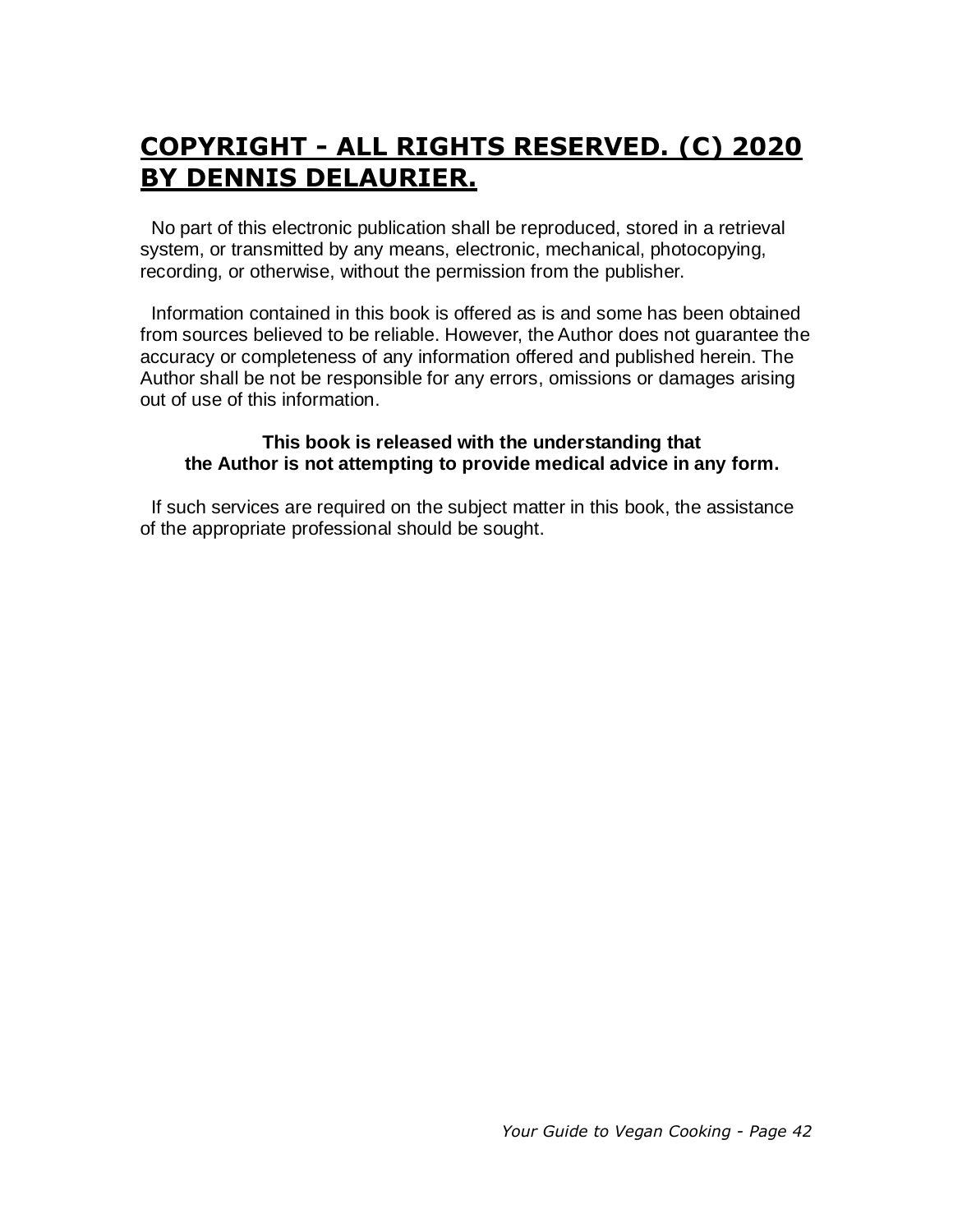# **COPYRIGHT - ALL RIGHTS RESERVED. (C) 2020 BY DENNIS DELAURIER.**

No part of this electronic publication shall be reproduced, stored in a retrieval system, or transmitted by any means, electronic, mechanical, photocopying, recording, or otherwise, without the permission from the publisher.

Information contained in this book is offered as is and some has been obtained from sources believed to be reliable. However, the Author does not guarantee the accuracy or completeness of any information offered and published herein. The Author shall be not be responsible for any errors, omissions or damages arising out of use of this information.

**This book is released with the understanding that the Author is not attempting to provide medical advice in any form.**

If such services are required on the subject matter in this book, the assistance of the appropriate professional should be sought.